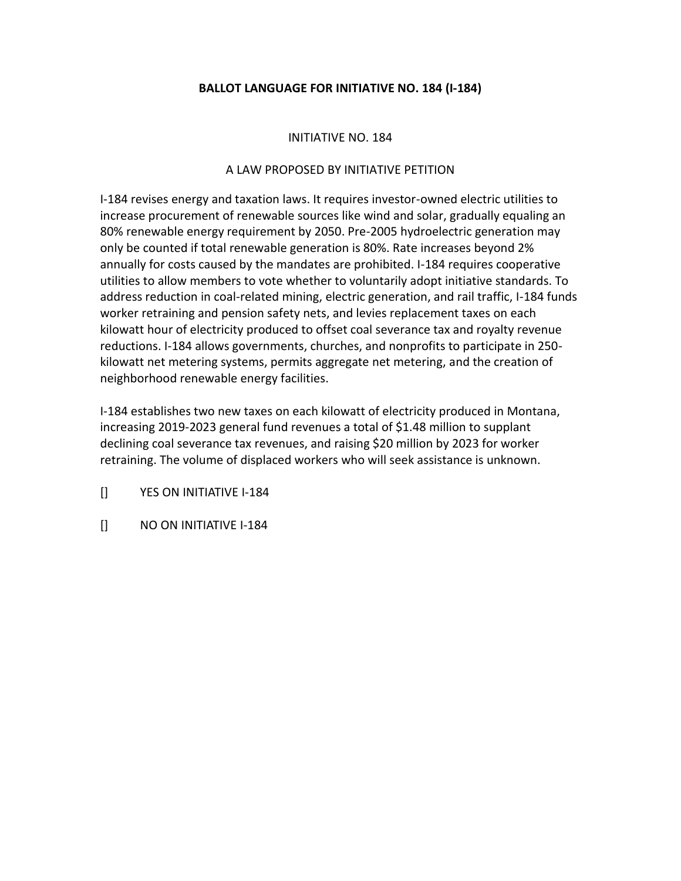# BALLOT LANGUAGE FOR INITIATIVE NO. 184 (I-184)

INITIATIVE NO. 184

A LAW PROPOSED BY INITIATIVE PETITION

I-184 revises energy and taxation laws. It requires investor-owned electric utilities to increase procurement of renewable sources like wind and solar, gradually equaling an 80% renewable energy requirement by 2050. Pre-2005 hydroelectric generation may only be counted if total renewable generation is 80%. Rate increases beyond 2% annually for costs caused by the mandates are prohibited. I-184 requires cooperative utilities to allow members to vote whether to voluntarily adopt initiative standards. To address reduction in coal-related mining, electric generation, and rail traffic, I-184 funds worker retraining and pension safety nets, and levies replacement taxes on each kilowatt hour of electricity produced to offset coal severance tax and royalty revenue reductions. I-184 allows governments, churches, and nonprofits to participate in 250-kilowatt net metering systems, permits aggregate net metering, and the creation of neighborhood renewable energy facilities.

I-184 establishes two new taxes on each kilowatt of electricity produced in Montana, increasing 2019-2023 general fund revenues a total of $1.48 million to supplant declining coal severance tax revenues, and raising $20 million by 2023 for worker retraining. The volume of displaced workers who will seek assistance is unknown.

[] YES ON INITIATIVE I-184

[] NO ON INITIATIVE I-184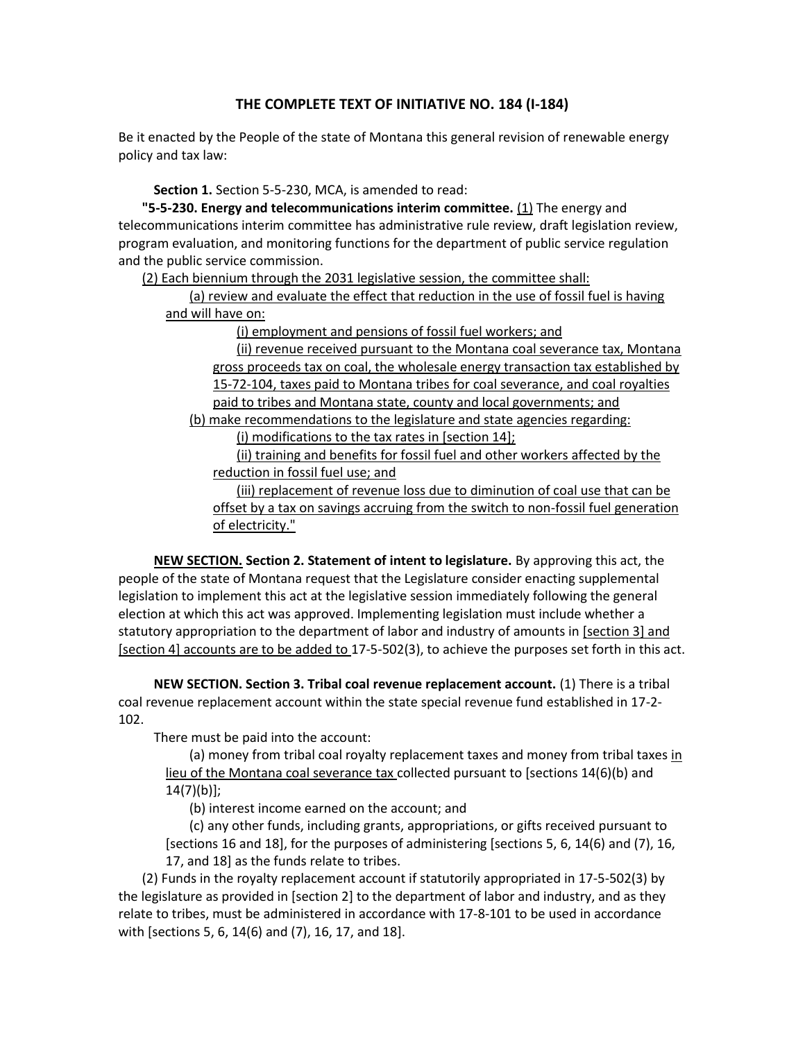## THE COMPLETE TEXT OF INITIATIVE NO. 184 (I-184)

Be it enacted by the People of the state of Montana this general revision of renewable energy policy and tax law:

**Section 1.** Section 5-5-230, MCA, is amended to read:

**"5-5-230. Energy and telecommunications interim committee.** (1) The energy and telecommunications interim committee has administrative rule review, draft legislation review, program evaluation, and monitoring functions for the department of public service regulation and the public service commission.

(2) Each biennium through the 2031 legislative session, the committee shall:

(a) review and evaluate the effect that reduction in the use of fossil fuel is having and will have on:

(i) employment and pensions of fossil fuel workers; and

(ii) revenue received pursuant to the Montana coal severance tax, Montana gross proceeds tax on coal, the wholesale energy transaction tax established by 15-72-104, taxes paid to Montana tribes for coal severance, and coal royalties paid to tribes and Montana state, county and local governments; and

(b) make recommendations to the legislature and state agencies regarding:

(i) modifications to the tax rates in [section 14];

(ii) training and benefits for fossil fuel and other workers affected by the reduction in fossil fuel use; and

(iii) replacement of revenue loss due to diminution of coal use that can be offset by a tax on savings accruing from the switch to non-fossil fuel generation of electricity."

**NEW SECTION. Section 2. Statement of intent to legislature.** By approving this act, the people of the state of Montana request that the Legislature consider enacting supplemental legislation to implement this act at the legislative session immediately following the general election at which this act was approved. Implementing legislation must include whether a statutory appropriation to the department of labor and industry of amounts in [section 3] and [section 4] accounts are to be added to 17-5-502(3), to achieve the purposes set forth in this act.

**NEW SECTION. Section 3. Tribal coal revenue replacement account.** (1) There is a tribal coal revenue replacement account within the state special revenue fund established in 17-2-102.

There must be paid into the account:

(a) money from tribal coal royalty replacement taxes and money from tribal taxes in lieu of the Montana coal severance tax collected pursuant to [sections 14(6)(b) and 14(7)(b)];

(b) interest income earned on the account; and

(c) any other funds, including grants, appropriations, or gifts received pursuant to [sections 16 and 18], for the purposes of administering [sections 5, 6, 14(6) and (7), 16, 17, and 18] as the funds relate to tribes.

(2) Funds in the royalty replacement account if statutorily appropriated in 17-5-502(3) by the legislature as provided in [section 2] to the department of labor and industry, and as they relate to tribes, must be administered in accordance with 17-8-101 to be used in accordance with [sections 5, 6, 14(6) and (7), 16, 17, and 18].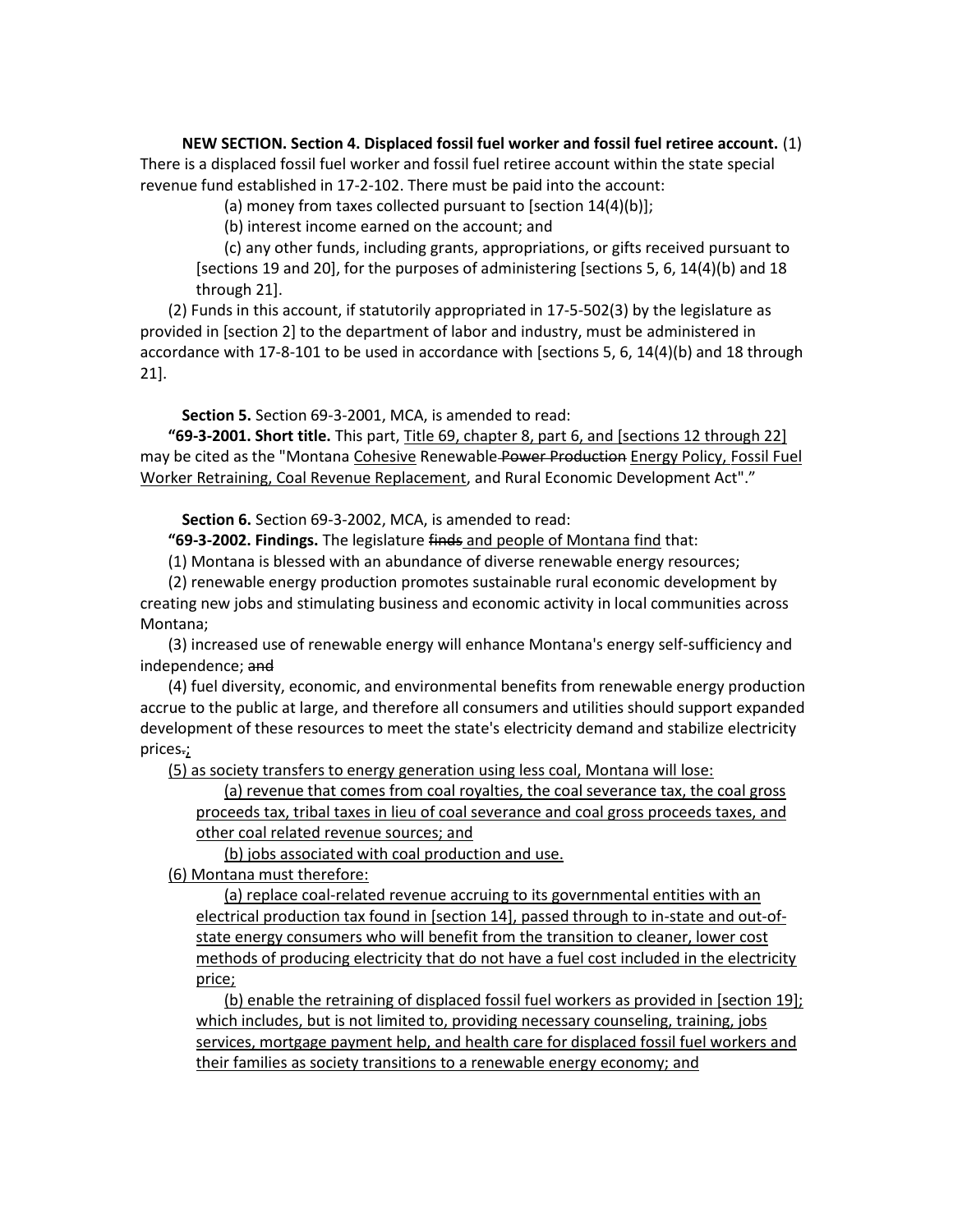**NEW SECTION. Section 4. Displaced fossil fuel worker and fossil fuel retiree account.** (1) There is a displaced fossil fuel worker and fossil fuel retiree account within the state special revenue fund established in 17-2-102. There must be paid into the account:

(a) money from taxes collected pursuant to [section 14(4)(b)];

(b) interest income earned on the account; and

(c) any other funds, including grants, appropriations, or gifts received pursuant to [sections 19 and 20], for the purposes of administering [sections 5, 6, 14(4)(b) and 18 through 21].

(2) Funds in this account, if statutorily appropriated in 17-5-502(3) by the legislature as provided in [section 2] to the department of labor and industry, must be administered in accordance with 17-8-101 to be used in accordance with [sections 5, 6, 14(4)(b) and 18 through 21].

**Section 5.** Section 69-3-2001, MCA, is amended to read:

**"69-3-2001. Short title.** This part, Title 69, chapter 8, part 6, and [sections 12 through 22] may be cited as the "Montana Cohesive Renewable ~~Power Production~~ Energy Policy, Fossil Fuel Worker Retraining, Coal Revenue Replacement, and Rural Economic Development Act"."

**Section 6.** Section 69-3-2002, MCA, is amended to read:

**"69-3-2002. Findings.** The legislature ~~finds~~ and people of Montana find that:

(1) Montana is blessed with an abundance of diverse renewable energy resources;

(2) renewable energy production promotes sustainable rural economic development by creating new jobs and stimulating business and economic activity in local communities across Montana;

(3) increased use of renewable energy will enhance Montana's energy self-sufficiency and independence; ~~and~~

(4) fuel diversity, economic, and environmental benefits from renewable energy production accrue to the public at large, and therefore all consumers and utilities should support expanded development of these resources to meet the state's electricity demand and stabilize electricity prices~~.~~;

(5) as society transfers to energy generation using less coal, Montana will lose:

(a) revenue that comes from coal royalties, the coal severance tax, the coal gross proceeds tax, tribal taxes in lieu of coal severance and coal gross proceeds taxes, and other coal related revenue sources; and

(b) jobs associated with coal production and use.

(6) Montana must therefore:

(a) replace coal-related revenue accruing to its governmental entities with an electrical production tax found in [section 14], passed through to in-state and out-of-state energy consumers who will benefit from the transition to cleaner, lower cost methods of producing electricity that do not have a fuel cost included in the electricity price;

(b) enable the retraining of displaced fossil fuel workers as provided in [section 19]; which includes, but is not limited to, providing necessary counseling, training, jobs services, mortgage payment help, and health care for displaced fossil fuel workers and their families as society transitions to a renewable energy economy; and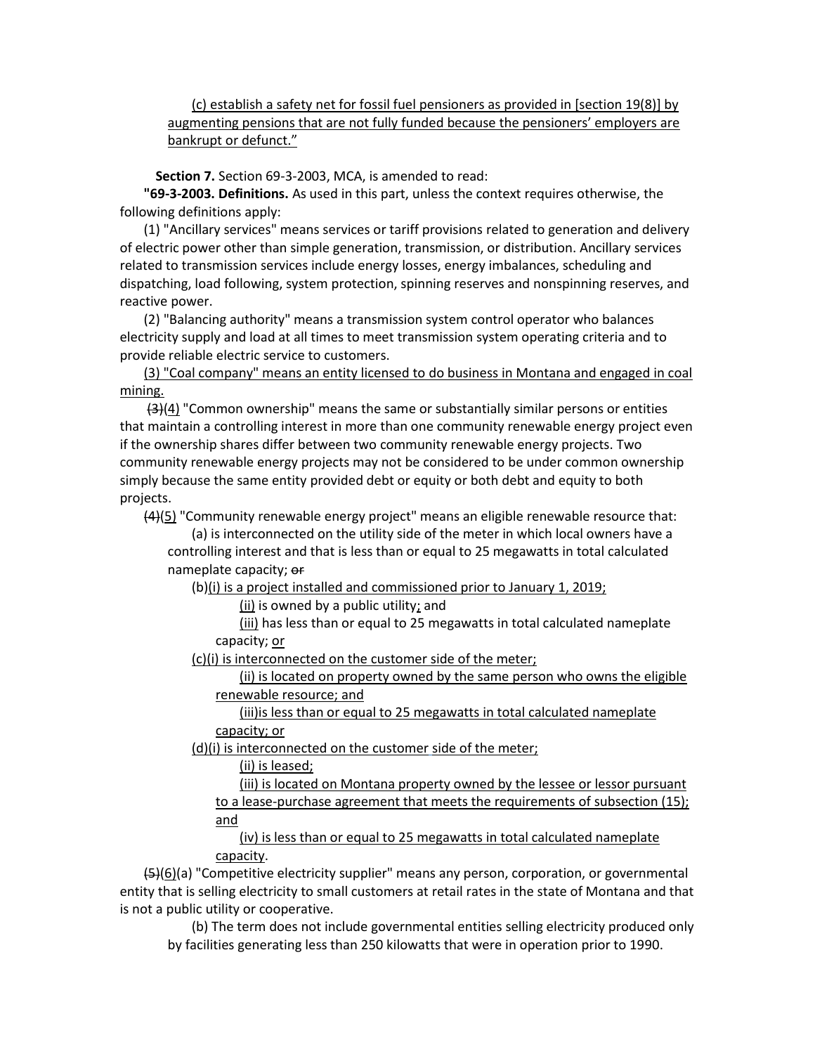(c) establish a safety net for fossil fuel pensioners as provided in [section 19(8)] by augmenting pensions that are not fully funded because the pensioners' employers are bankrupt or defunct."

**Section 7.** Section 69-3-2003, MCA, is amended to read:

**"69-3-2003. Definitions.** As used in this part, unless the context requires otherwise, the following definitions apply:

(1) "Ancillary services" means services or tariff provisions related to generation and delivery of electric power other than simple generation, transmission, or distribution. Ancillary services related to transmission services include energy losses, energy imbalances, scheduling and dispatching, load following, system protection, spinning reserves and nonspinning reserves, and reactive power.

(2) "Balancing authority" means a transmission system control operator who balances electricity supply and load at all times to meet transmission system operating criteria and to provide reliable electric service to customers.

(3) "Coal company" means an entity licensed to do business in Montana and engaged in coal mining.

~~(3)~~(4) "Common ownership" means the same or substantially similar persons or entities that maintain a controlling interest in more than one community renewable energy project even if the ownership shares differ between two community renewable energy projects. Two community renewable energy projects may not be considered to be under common ownership simply because the same entity provided debt or equity or both debt and equity to both projects.

~~(4)~~(5) "Community renewable energy project" means an eligible renewable resource that:

(a) is interconnected on the utility side of the meter in which local owners have a controlling interest and that is less than or equal to 25 megawatts in total calculated nameplate capacity; ~~or~~

(b)(i) is a project installed and commissioned prior to January 1, 2019;

(ii) is owned by a public utility; and

(iii) has less than or equal to 25 megawatts in total calculated nameplate capacity; or

(c)(i) is interconnected on the customer side of the meter;

(ii) is located on property owned by the same person who owns the eligible renewable resource; and

(iii)is less than or equal to 25 megawatts in total calculated nameplate capacity; or

(d)(i) is interconnected on the customer side of the meter;

(ii) is leased;

(iii) is located on Montana property owned by the lessee or lessor pursuant to a lease-purchase agreement that meets the requirements of subsection (15); and

(iv) is less than or equal to 25 megawatts in total calculated nameplate capacity.

~~(5)~~(6)(a) "Competitive electricity supplier" means any person, corporation, or governmental entity that is selling electricity to small customers at retail rates in the state of Montana and that is not a public utility or cooperative.

(b) The term does not include governmental entities selling electricity produced only by facilities generating less than 250 kilowatts that were in operation prior to 1990.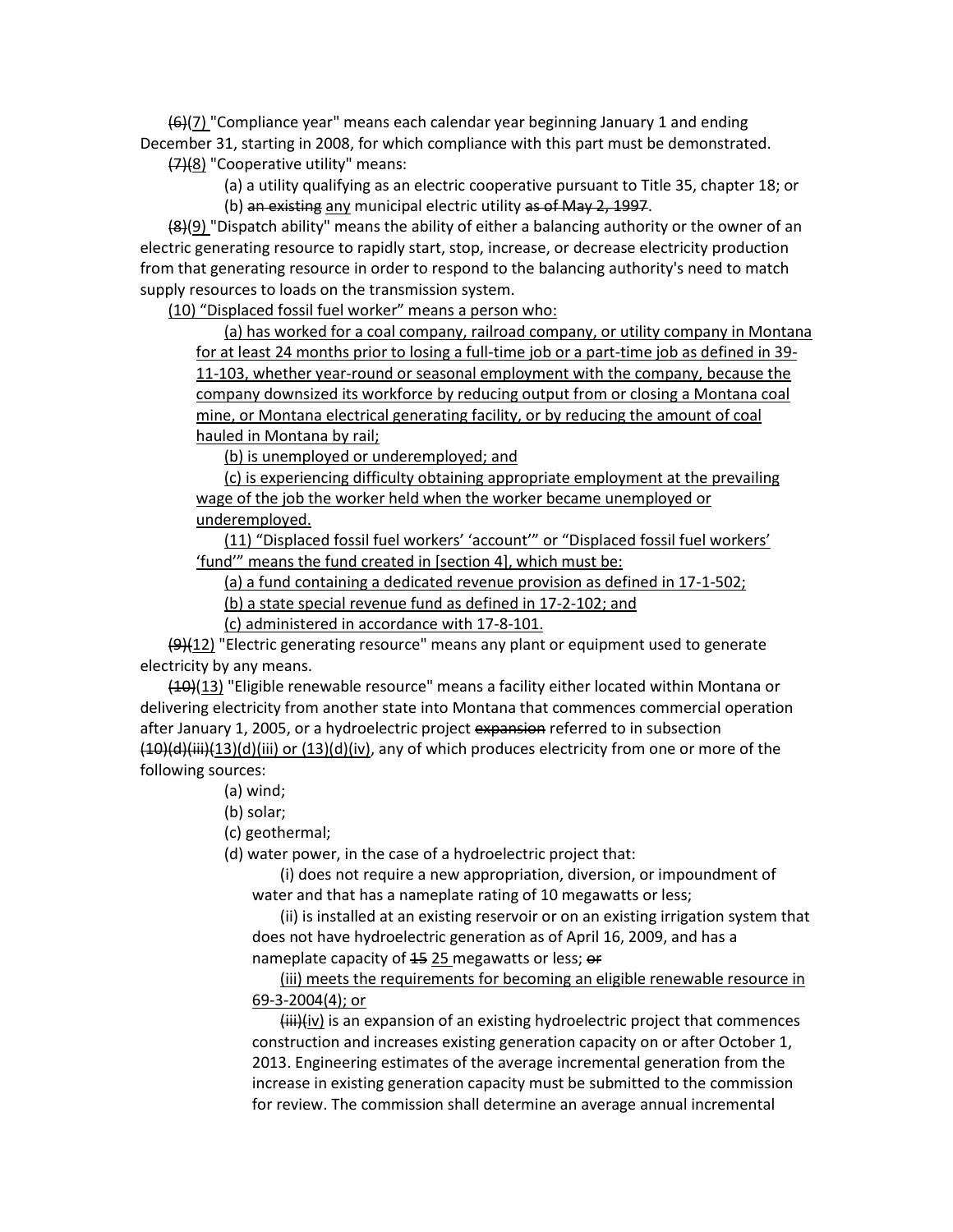~~(6)~~(7) "Compliance year" means each calendar year beginning January 1 and ending December 31, starting in 2008, for which compliance with this part must be demonstrated.

~~(7)~~(8) "Cooperative utility" means:

(a) a utility qualifying as an electric cooperative pursuant to Title 35, chapter 18; or

(b) ~~an existing~~ <u>any</u> municipal electric utility ~~as of May 2, 1997~~.

~~(8)~~(9) "Dispatch ability" means the ability of either a balancing authority or the owner of an electric generating resource to rapidly start, stop, increase, or decrease electricity production from that generating resource in order to respond to the balancing authority's need to match supply resources to loads on the transmission system.

<u>(10) "Displaced fossil fuel worker" means a person who:</u>

<u>(a) has worked for a coal company, railroad company, or utility company in Montana for at least 24 months prior to losing a full-time job or a part-time job as defined in 39-11-103, whether year-round or seasonal employment with the company, because the company downsized its workforce by reducing output from or closing a Montana coal mine, or Montana electrical generating facility, or by reducing the amount of coal hauled in Montana by rail;</u>

<u>(b) is unemployed or underemployed; and</u>

<u>(c) is experiencing difficulty obtaining appropriate employment at the prevailing wage of the job the worker held when the worker became unemployed or underemployed.</u>

<u>(11) "Displaced fossil fuel workers' 'account'" or "Displaced fossil fuel workers' 'fund'" means the fund created in [section 4], which must be:</u>

<u>(a) a fund containing a dedicated revenue provision as defined in 17-1-502;</u>

<u>(b) a state special revenue fund as defined in 17-2-102; and</u>

<u>(c) administered in accordance with 17-8-101.</u>

~~(9)~~(12) "Electric generating resource" means any plant or equipment used to generate electricity by any means.

~~(10)~~(13) "Eligible renewable resource" means a facility either located within Montana or delivering electricity from another state into Montana that commences commercial operation after January 1, 2005, or a hydroelectric project ~~expansion~~ referred to in subsection ~~(10)(d)(iii)~~(13)(d)(iii) or (13)(d)(iv), any of which produces electricity from one or more of the following sources:

(a) wind;

(b) solar;

(c) geothermal;

(d) water power, in the case of a hydroelectric project that:

(i) does not require a new appropriation, diversion, or impoundment of water and that has a nameplate rating of 10 megawatts or less;

(ii) is installed at an existing reservoir or on an existing irrigation system that does not have hydroelectric generation as of April 16, 2009, and has a nameplate capacity of ~~15~~ <u>25</u> megawatts or less; ~~or~~

<u>(iii) meets the requirements for becoming an eligible renewable resource in 69-3-2004(4); or</u>

~~(iii)~~(iv) is an expansion of an existing hydroelectric project that commences construction and increases existing generation capacity on or after October 1, 2013. Engineering estimates of the average incremental generation from the increase in existing generation capacity must be submitted to the commission for review. The commission shall determine an average annual incremental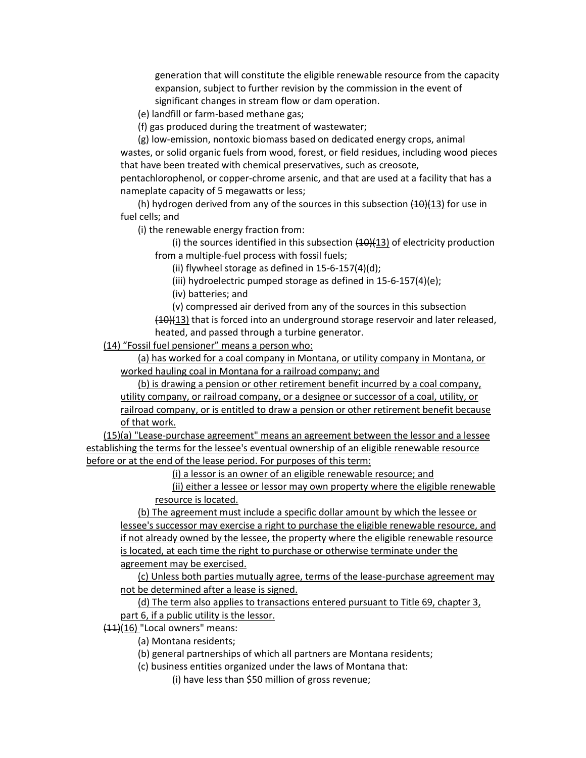generation that will constitute the eligible renewable resource from the capacity expansion, subject to further revision by the commission in the event of significant changes in stream flow or dam operation.

(e) landfill or farm-based methane gas;

(f) gas produced during the treatment of wastewater;

(g) low-emission, nontoxic biomass based on dedicated energy crops, animal wastes, or solid organic fuels from wood, forest, or field residues, including wood pieces that have been treated with chemical preservatives, such as creosote, pentachlorophenol, or copper-chrome arsenic, and that are used at a facility that has a nameplate capacity of 5 megawatts or less;

(h) hydrogen derived from any of the sources in this subsection ~~(10)~~<u>(13)</u> for use in fuel cells; and

(i) the renewable energy fraction from:

(i) the sources identified in this subsection ~~(10)~~<u>(13)</u> of electricity production from a multiple-fuel process with fossil fuels;

(ii) flywheel storage as defined in 15-6-157(4)(d);

(iii) hydroelectric pumped storage as defined in 15-6-157(4)(e);

(iv) batteries; and

(v) compressed air derived from any of the sources in this subsection ~~(10)~~<u>(13)</u> that is forced into an underground storage reservoir and later released, heated, and passed through a turbine generator.

<u>(14) "Fossil fuel pensioner" means a person who:</u>

<u>(a) has worked for a coal company in Montana, or utility company in Montana, or worked hauling coal in Montana for a railroad company; and</u>

<u>(b) is drawing a pension or other retirement benefit incurred by a coal company, utility company, or railroad company, or a designee or successor of a coal, utility, or railroad company, or is entitled to draw a pension or other retirement benefit because of that work.</u>

<u>(15)(a) "Lease-purchase agreement" means an agreement between the lessor and a lessee establishing the terms for the lessee's eventual ownership of an eligible renewable resource before or at the end of the lease period. For purposes of this term:</u>

<u>(i) a lessor is an owner of an eligible renewable resource; and</u>

<u>(ii) either a lessee or lessor may own property where the eligible renewable resource is located.</u>

<u>(b) The agreement must include a specific dollar amount by which the lessee or lessee's successor may exercise a right to purchase the eligible renewable resource, and if not already owned by the lessee, the property where the eligible renewable resource is located, at each time the right to purchase or otherwise terminate under the agreement may be exercised.</u>

<u>(c) Unless both parties mutually agree, terms of the lease-purchase agreement may not be determined after a lease is signed.</u>

<u>(d) The term also applies to transactions entered pursuant to Title 69, chapter 3, part 6, if a public utility is the lessor.</u>

~~(11)~~<u>(16)</u> "Local owners" means:

(a) Montana residents;

(b) general partnerships of which all partners are Montana residents;

(c) business entities organized under the laws of Montana that:

(i) have less than $50 million of gross revenue;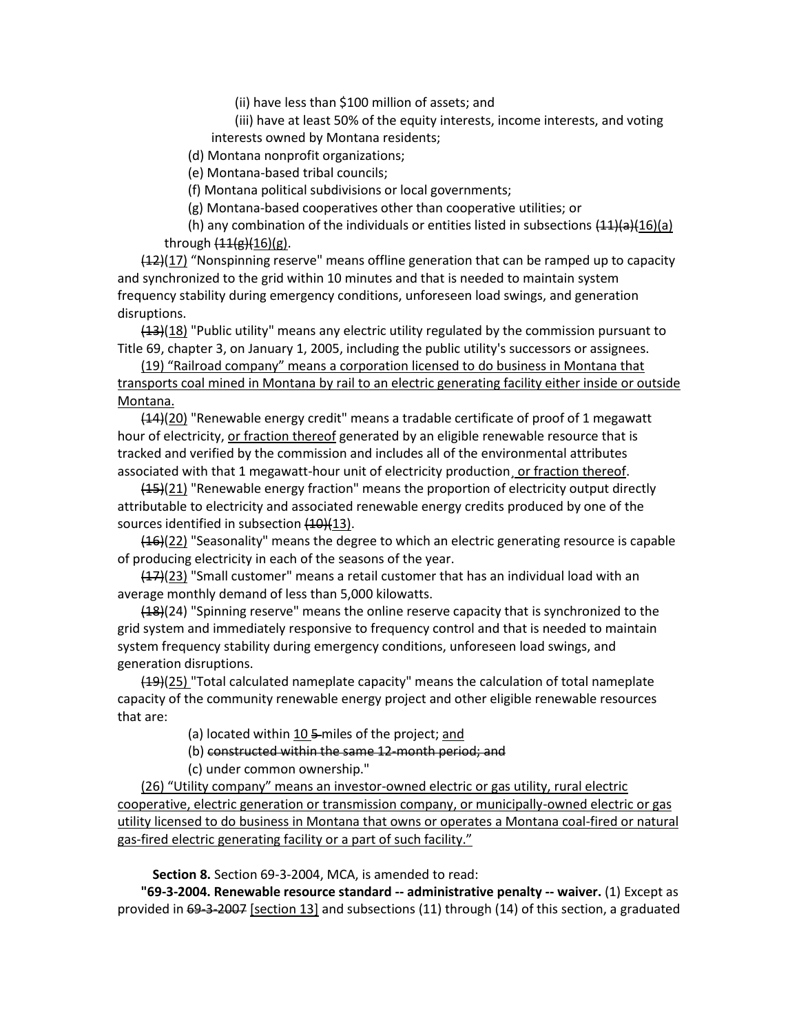(ii) have less than $100 million of assets; and

(iii) have at least 50% of the equity interests, income interests, and voting interests owned by Montana residents;

(d) Montana nonprofit organizations;

(e) Montana-based tribal councils;

(f) Montana political subdivisions or local governments;

(g) Montana-based cooperatives other than cooperative utilities; or

(h) any combination of the individuals or entities listed in subsections ~~(11)(a)~~(16)(a) through ~~(11(g)~~(16)(g).

~~(12)~~(17) "Nonspinning reserve" means offline generation that can be ramped up to capacity and synchronized to the grid within 10 minutes and that is needed to maintain system frequency stability during emergency conditions, unforeseen load swings, and generation disruptions.

~~(13)~~(18) "Public utility" means any electric utility regulated by the commission pursuant to Title 69, chapter 3, on January 1, 2005, including the public utility's successors or assignees.

(19) "Railroad company" means a corporation licensed to do business in Montana that transports coal mined in Montana by rail to an electric generating facility either inside or outside Montana.

~~(14)~~(20) "Renewable energy credit" means a tradable certificate of proof of 1 megawatt hour of electricity, or fraction thereof generated by an eligible renewable resource that is tracked and verified by the commission and includes all of the environmental attributes associated with that 1 megawatt-hour unit of electricity production, or fraction thereof.

~~(15)~~(21) "Renewable energy fraction" means the proportion of electricity output directly attributable to electricity and associated renewable energy credits produced by one of the sources identified in subsection ~~(10)~~(13).

~~(16)~~(22) "Seasonality" means the degree to which an electric generating resource is capable of producing electricity in each of the seasons of the year.

~~(17)~~(23) "Small customer" means a retail customer that has an individual load with an average monthly demand of less than 5,000 kilowatts.

~~(18)~~(24) "Spinning reserve" means the online reserve capacity that is synchronized to the grid system and immediately responsive to frequency control and that is needed to maintain system frequency stability during emergency conditions, unforeseen load swings, and generation disruptions.

~~(19)~~(25) "Total calculated nameplate capacity" means the calculation of total nameplate capacity of the community renewable energy project and other eligible renewable resources that are:

(a) located within 10 ~~5~~ miles of the project; and

(b) ~~constructed within the same 12-month period; and~~

(c) under common ownership."

(26) "Utility company" means an investor-owned electric or gas utility, rural electric cooperative, electric generation or transmission company, or municipally-owned electric or gas utility licensed to do business in Montana that owns or operates a Montana coal-fired or natural gas-fired electric generating facility or a part of such facility."

**Section 8.** Section 69-3-2004, MCA, is amended to read:

**"69-3-2004. Renewable resource standard -- administrative penalty -- waiver.** (1) Except as provided in ~~69-3-2007~~ [section 13] and subsections (11) through (14) of this section, a graduated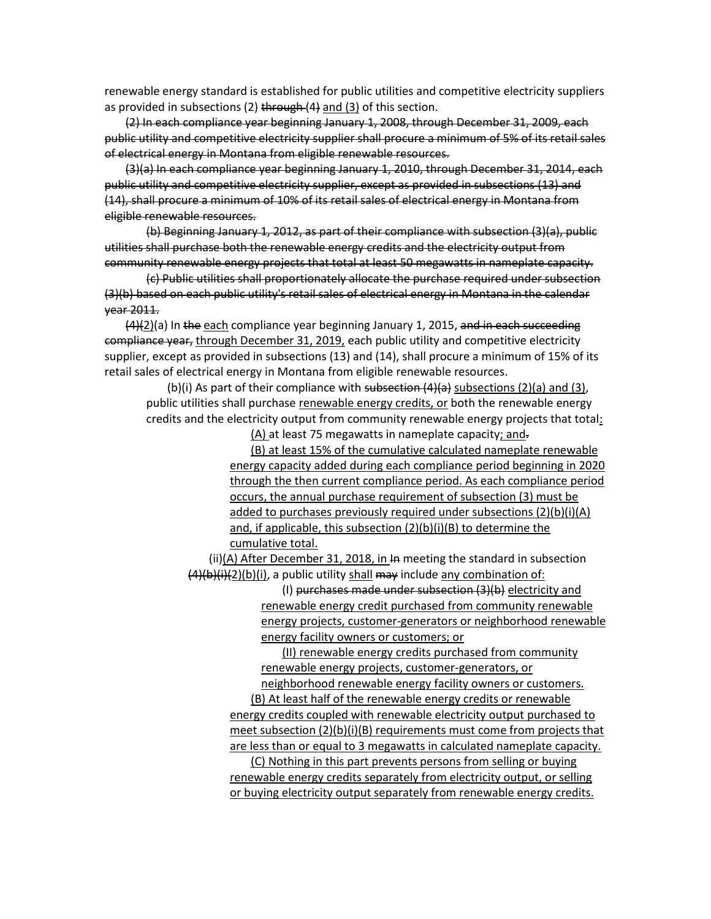renewable energy standard is established for public utilities and competitive electricity suppliers as provided in subsections (2) ~~through (4)~~ <u>and (3)</u> of this section.

~~(2) In each compliance year beginning January 1, 2008, through December 31, 2009, each public utility and competitive electricity supplier shall procure a minimum of 5% of its retail sales of electrical energy in Montana from eligible renewable resources.~~

~~(3)(a) In each compliance year beginning January 1, 2010, through December 31, 2014, each public utility and competitive electricity supplier, except as provided in subsections (13) and (14), shall procure a minimum of 10% of its retail sales of electrical energy in Montana from eligible renewable resources.~~

~~(b) Beginning January 1, 2012, as part of their compliance with subsection (3)(a), public utilities shall purchase both the renewable energy credits and the electricity output from community renewable energy projects that total at least 50 megawatts in nameplate capacity.~~

~~(c) Public utilities shall proportionately allocate the purchase required under subsection (3)(b) based on each public utility's retail sales of electrical energy in Montana in the calendar year 2011.~~

~~(4)~~<u>(2)</u>(a) In ~~the~~ <u>each</u> compliance year beginning January 1, 2015, ~~and in each succeeding compliance year,~~ <u>through December 31, 2019,</u> each public utility and competitive electricity supplier, except as provided in subsections (13) and (14), shall procure a minimum of 15% of its retail sales of electrical energy in Montana from eligible renewable resources.

(b)(i) As part of their compliance with ~~subsection (4)(a)~~ <u>subsections (2)(a) and (3)</u>, public utilities shall purchase <u>renewable energy credits, or</u> both the renewable energy credits and the electricity output from community renewable energy projects that total<u>:</u>

<u>(A)</u> at least 75 megawatts in nameplate capacity<u>; and</u>~~.~~

<u>(B) at least 15% of the cumulative calculated nameplate renewable energy capacity added during each compliance period beginning in 2020 through the then current compliance period. As each compliance period occurs, the annual purchase requirement of subsection (3) must be added to purchases previously required under subsections (2)(b)(i)(A) and, if applicable, this subsection (2)(b)(i)(B) to determine the cumulative total.</u>

(ii)<u>(A) After December 31, 2018, in</u> ~~In~~ meeting the standard in subsection ~~(4)(b)(i)~~<u>(2)(b)(i)</u>, a public utility <u>shall</u> ~~may~~ include <u>any combination of:</u>

(I) ~~purchases made under subsection (3)(b)~~ <u>electricity and renewable energy credit purchased from community renewable energy projects, customer-generators or neighborhood renewable energy facility owners or customers; or</u>

<u>(II) renewable energy credits purchased from community renewable energy projects, customer-generators, or neighborhood renewable energy facility owners or customers.</u>

<u>(B) At least half of the renewable energy credits or renewable energy credits coupled with renewable electricity output purchased to meet subsection (2)(b)(i)(B) requirements must come from projects that are less than or equal to 3 megawatts in calculated nameplate capacity.</u>

<u>(C) Nothing in this part prevents persons from selling or buying renewable energy credits separately from electricity output, or selling or buying electricity output separately from renewable energy credits.</u>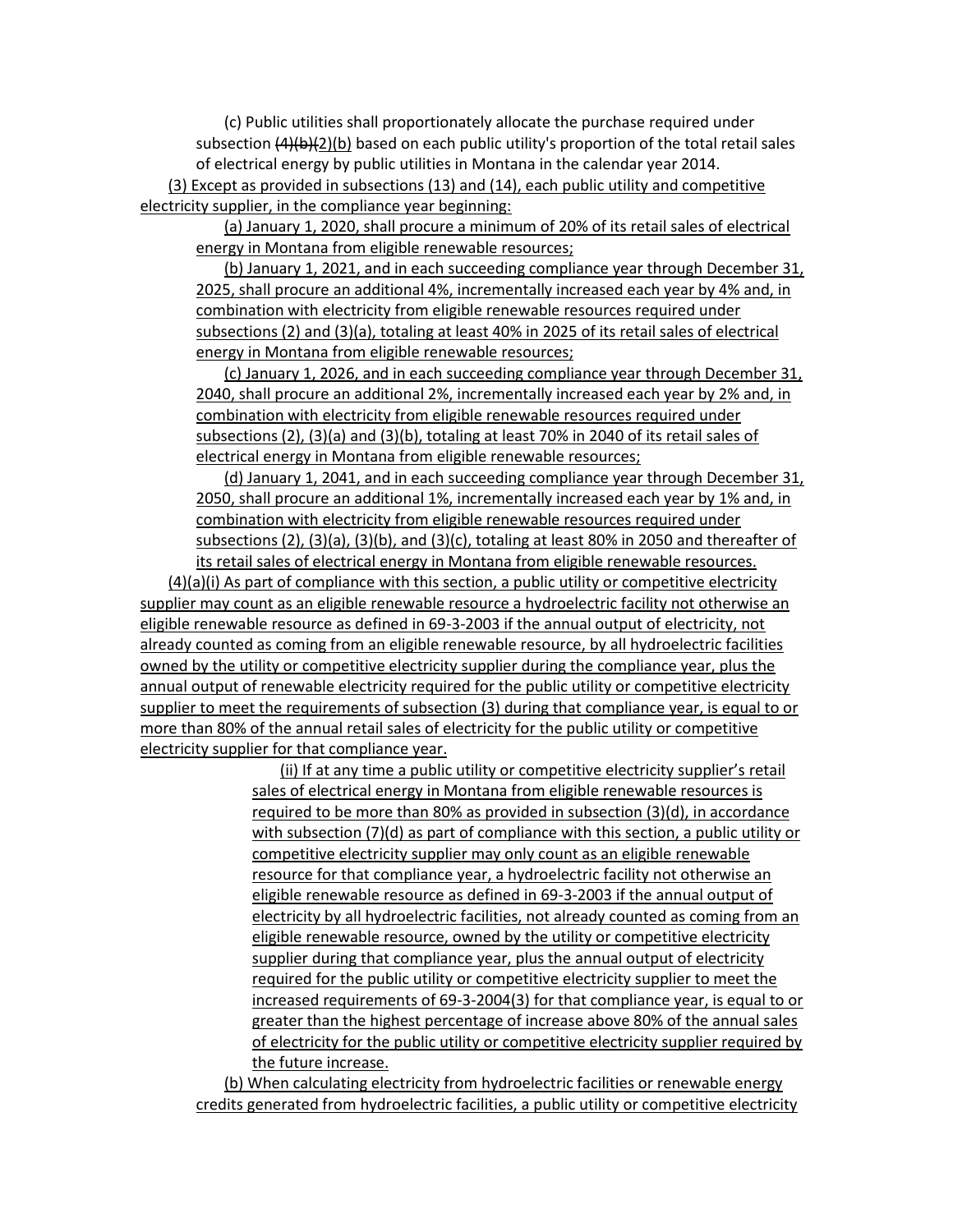(c) Public utilities shall proportionately allocate the purchase required under subsection ~~(4)(b)~~(2)(b) based on each public utility's proportion of the total retail sales of electrical energy by public utilities in Montana in the calendar year 2014.

(3) Except as provided in subsections (13) and (14), each public utility and competitive electricity supplier, in the compliance year beginning:

(a) January 1, 2020, shall procure a minimum of 20% of its retail sales of electrical energy in Montana from eligible renewable resources;

(b) January 1, 2021, and in each succeeding compliance year through December 31, 2025, shall procure an additional 4%, incrementally increased each year by 4% and, in combination with electricity from eligible renewable resources required under subsections (2) and (3)(a), totaling at least 40% in 2025 of its retail sales of electrical energy in Montana from eligible renewable resources;

(c) January 1, 2026, and in each succeeding compliance year through December 31, 2040, shall procure an additional 2%, incrementally increased each year by 2% and, in combination with electricity from eligible renewable resources required under subsections (2), (3)(a) and (3)(b), totaling at least 70% in 2040 of its retail sales of electrical energy in Montana from eligible renewable resources;

(d) January 1, 2041, and in each succeeding compliance year through December 31, 2050, shall procure an additional 1%, incrementally increased each year by 1% and, in combination with electricity from eligible renewable resources required under subsections (2), (3)(a), (3)(b), and (3)(c), totaling at least 80% in 2050 and thereafter of its retail sales of electrical energy in Montana from eligible renewable resources.

(4)(a)(i) As part of compliance with this section, a public utility or competitive electricity supplier may count as an eligible renewable resource a hydroelectric facility not otherwise an eligible renewable resource as defined in 69-3-2003 if the annual output of electricity, not already counted as coming from an eligible renewable resource, by all hydroelectric facilities owned by the utility or competitive electricity supplier during the compliance year, plus the annual output of renewable electricity required for the public utility or competitive electricity supplier to meet the requirements of subsection (3) during that compliance year, is equal to or more than 80% of the annual retail sales of electricity for the public utility or competitive electricity supplier for that compliance year.

(ii) If at any time a public utility or competitive electricity supplier's retail sales of electrical energy in Montana from eligible renewable resources is required to be more than 80% as provided in subsection (3)(d), in accordance with subsection (7)(d) as part of compliance with this section, a public utility or competitive electricity supplier may only count as an eligible renewable resource for that compliance year, a hydroelectric facility not otherwise an eligible renewable resource as defined in 69-3-2003 if the annual output of electricity by all hydroelectric facilities, not already counted as coming from an eligible renewable resource, owned by the utility or competitive electricity supplier during that compliance year, plus the annual output of electricity required for the public utility or competitive electricity supplier to meet the increased requirements of 69-3-2004(3) for that compliance year, is equal to or greater than the highest percentage of increase above 80% of the annual sales of electricity for the public utility or competitive electricity supplier required by the future increase.

(b) When calculating electricity from hydroelectric facilities or renewable energy credits generated from hydroelectric facilities, a public utility or competitive electricity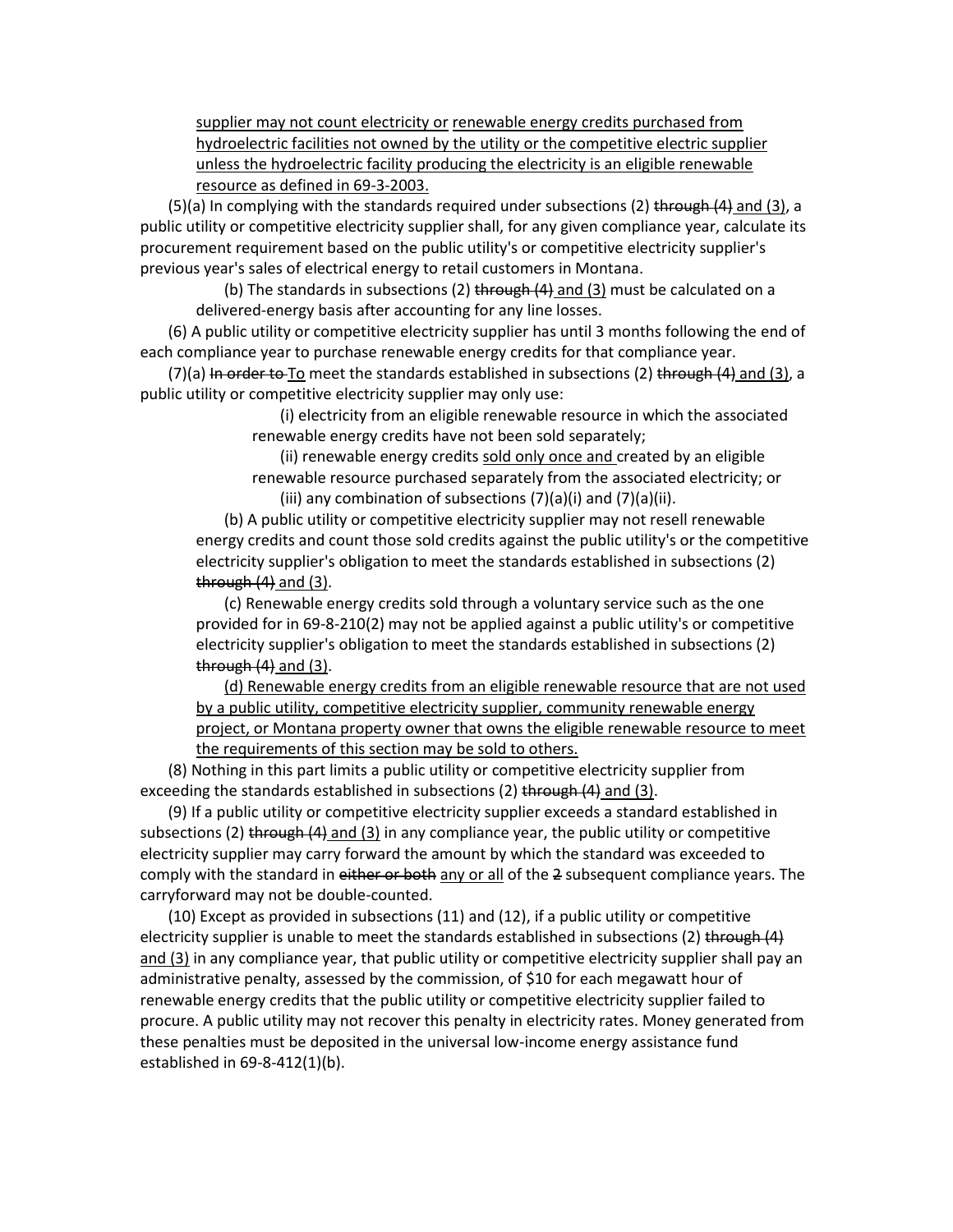<u>supplier may not count electricity or</u> <u>renewable energy credits purchased from hydroelectric facilities not owned by the utility or the competitive electric supplier unless the hydroelectric facility producing the electricity is an eligible renewable resource as defined in 69-3-2003.</u>

(5)(a) In complying with the standards required under subsections (2) ~~through (4)~~ <u>and (3)</u>, a public utility or competitive electricity supplier shall, for any given compliance year, calculate its procurement requirement based on the public utility's or competitive electricity supplier's previous year's sales of electrical energy to retail customers in Montana.

(b) The standards in subsections (2) ~~through (4)~~ <u>and (3)</u> must be calculated on a delivered-energy basis after accounting for any line losses.

(6) A public utility or competitive electricity supplier has until 3 months following the end of each compliance year to purchase renewable energy credits for that compliance year.

(7)(a) ~~In order to~~ <u>To</u> meet the standards established in subsections (2) ~~through (4)~~ <u>and (3)</u>, a public utility or competitive electricity supplier may only use:

(i) electricity from an eligible renewable resource in which the associated renewable energy credits have not been sold separately;

(ii) renewable energy credits <u>sold only once and</u> created by an eligible renewable resource purchased separately from the associated electricity; or

(iii) any combination of subsections (7)(a)(i) and (7)(a)(ii).

(b) A public utility or competitive electricity supplier may not resell renewable energy credits and count those sold credits against the public utility's or the competitive electricity supplier's obligation to meet the standards established in subsections (2) ~~through (4)~~ <u>and (3)</u>.

(c) Renewable energy credits sold through a voluntary service such as the one provided for in 69-8-210(2) may not be applied against a public utility's or competitive electricity supplier's obligation to meet the standards established in subsections (2) ~~through (4)~~ <u>and (3)</u>.

<u>(d) Renewable energy credits from an eligible renewable resource that are not used by a public utility, competitive electricity supplier, community renewable energy project, or Montana property owner that owns the eligible renewable resource to meet the requirements of this section may be sold to others.</u>

(8) Nothing in this part limits a public utility or competitive electricity supplier from exceeding the standards established in subsections (2) ~~through (4)~~ <u>and (3)</u>.

(9) If a public utility or competitive electricity supplier exceeds a standard established in subsections (2) ~~through (4)~~ <u>and (3)</u> in any compliance year, the public utility or competitive electricity supplier may carry forward the amount by which the standard was exceeded to comply with the standard in ~~either or both~~ <u>any or all</u> of the ~~2~~ subsequent compliance years. The carryforward may not be double-counted.

(10) Except as provided in subsections (11) and (12), if a public utility or competitive electricity supplier is unable to meet the standards established in subsections (2) ~~through (4)~~ <u>and (3)</u> in any compliance year, that public utility or competitive electricity supplier shall pay an administrative penalty, assessed by the commission, of $10 for each megawatt hour of renewable energy credits that the public utility or competitive electricity supplier failed to procure. A public utility may not recover this penalty in electricity rates. Money generated from these penalties must be deposited in the universal low-income energy assistance fund established in 69-8-412(1)(b).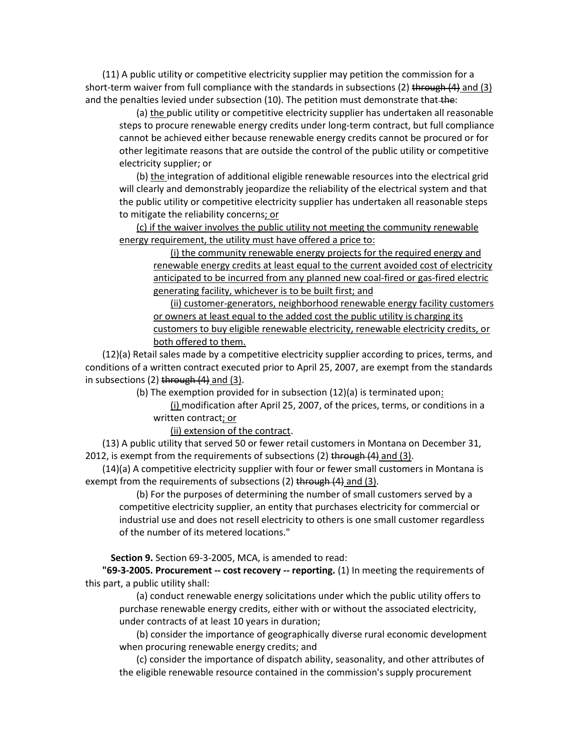(11) A public utility or competitive electricity supplier may petition the commission for a short-term waiver from full compliance with the standards in subsections (2) ~~through (4)~~ <u>and (3)</u> and the penalties levied under subsection (10). The petition must demonstrate that ~~the~~:

(a) <u>the</u> public utility or competitive electricity supplier has undertaken all reasonable steps to procure renewable energy credits under long-term contract, but full compliance cannot be achieved either because renewable energy credits cannot be procured or for other legitimate reasons that are outside the control of the public utility or competitive electricity supplier; or

(b) <u>the</u> integration of additional eligible renewable resources into the electrical grid will clearly and demonstrably jeopardize the reliability of the electrical system and that the public utility or competitive electricity supplier has undertaken all reasonable steps to mitigate the reliability concerns<u>; or</u>

<u>(c) if the waiver involves the public utility not meeting the community renewable energy requirement, the utility must have offered a price to:</u>

<u>(i) the community renewable energy projects for the required energy and renewable energy credits at least equal to the current avoided cost of electricity anticipated to be incurred from any planned new coal-fired or gas-fired electric generating facility, whichever is to be built first; and</u>

<u>(ii) customer-generators, neighborhood renewable energy facility customers or owners at least equal to the added cost the public utility is charging its customers to buy eligible renewable electricity, renewable electricity credits, or both offered to them.</u>

(12)(a) Retail sales made by a competitive electricity supplier according to prices, terms, and conditions of a written contract executed prior to April 25, 2007, are exempt from the standards in subsections (2) ~~through (4)~~ <u>and (3)</u>.

(b) The exemption provided for in subsection (12)(a) is terminated upon<u>:</u>

<u>(i)</u> modification after April 25, 2007, of the prices, terms, or conditions in a written contract<u>; or</u>

<u>(ii) extension of the contract</u>.

(13) A public utility that served 50 or fewer retail customers in Montana on December 31, 2012, is exempt from the requirements of subsections (2) ~~through (4)~~ <u>and (3)</u>.

(14)(a) A competitive electricity supplier with four or fewer small customers in Montana is exempt from the requirements of subsections (2) ~~through (4)~~ <u>and (3)</u>.

(b) For the purposes of determining the number of small customers served by a competitive electricity supplier, an entity that purchases electricity for commercial or industrial use and does not resell electricity to others is one small customer regardless of the number of its metered locations."

**Section 9.** Section 69-3-2005, MCA, is amended to read:

**"69-3-2005. Procurement -- cost recovery -- reporting.** (1) In meeting the requirements of this part, a public utility shall:

(a) conduct renewable energy solicitations under which the public utility offers to purchase renewable energy credits, either with or without the associated electricity, under contracts of at least 10 years in duration;

(b) consider the importance of geographically diverse rural economic development when procuring renewable energy credits; and

(c) consider the importance of dispatch ability, seasonality, and other attributes of the eligible renewable resource contained in the commission's supply procurement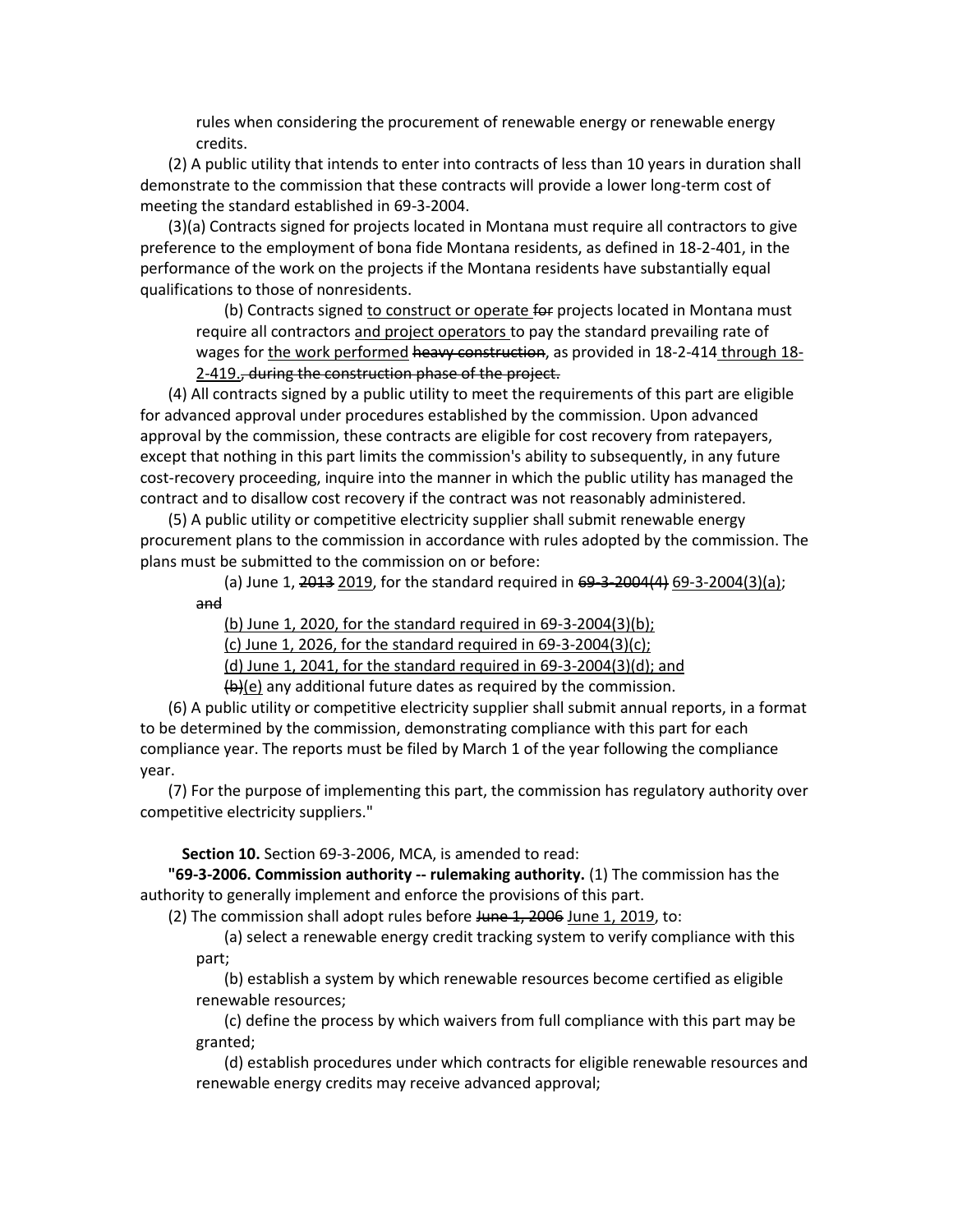rules when considering the procurement of renewable energy or renewable energy credits.

(2) A public utility that intends to enter into contracts of less than 10 years in duration shall demonstrate to the commission that these contracts will provide a lower long-term cost of meeting the standard established in 69-3-2004.

(3)(a) Contracts signed for projects located in Montana must require all contractors to give preference to the employment of bona fide Montana residents, as defined in 18-2-401, in the performance of the work on the projects if the Montana residents have substantially equal qualifications to those of nonresidents.

(b) Contracts signed <u>to construct or operate</u> ~~for~~ projects located in Montana must require all contractors <u>and project operators</u> to pay the standard prevailing rate of wages for <u>the work performed</u> ~~heavy construction~~, as provided in 18-2-414 <u>through 18-2-419.</u>~~, during the construction phase of the project.~~

(4) All contracts signed by a public utility to meet the requirements of this part are eligible for advanced approval under procedures established by the commission. Upon advanced approval by the commission, these contracts are eligible for cost recovery from ratepayers, except that nothing in this part limits the commission's ability to subsequently, in any future cost-recovery proceeding, inquire into the manner in which the public utility has managed the contract and to disallow cost recovery if the contract was not reasonably administered.

(5) A public utility or competitive electricity supplier shall submit renewable energy procurement plans to the commission in accordance with rules adopted by the commission. The plans must be submitted to the commission on or before:

(a) June 1, ~~2013~~ <u>2019</u>, for the standard required in ~~69-3-2004(4)~~ <u>69-3-2004(3)(a)</u>; ~~and~~

<u>(b) June 1, 2020, for the standard required in 69-3-2004(3)(b);</u>

<u>(c) June 1, 2026, for the standard required in 69-3-2004(3)(c);</u>

<u>(d) June 1, 2041, for the standard required in 69-3-2004(3)(d); and</u>

~~(b)~~<u>(e)</u> any additional future dates as required by the commission.

(6) A public utility or competitive electricity supplier shall submit annual reports, in a format to be determined by the commission, demonstrating compliance with this part for each compliance year. The reports must be filed by March 1 of the year following the compliance year.

(7) For the purpose of implementing this part, the commission has regulatory authority over competitive electricity suppliers."

**Section 10.** Section 69-3-2006, MCA, is amended to read:

**"69-3-2006. Commission authority -- rulemaking authority.** (1) The commission has the authority to generally implement and enforce the provisions of this part.

(2) The commission shall adopt rules before ~~June 1, 2006~~ <u>June 1, 2019</u>, to:

(a) select a renewable energy credit tracking system to verify compliance with this part;

(b) establish a system by which renewable resources become certified as eligible renewable resources;

(c) define the process by which waivers from full compliance with this part may be granted;

(d) establish procedures under which contracts for eligible renewable resources and renewable energy credits may receive advanced approval;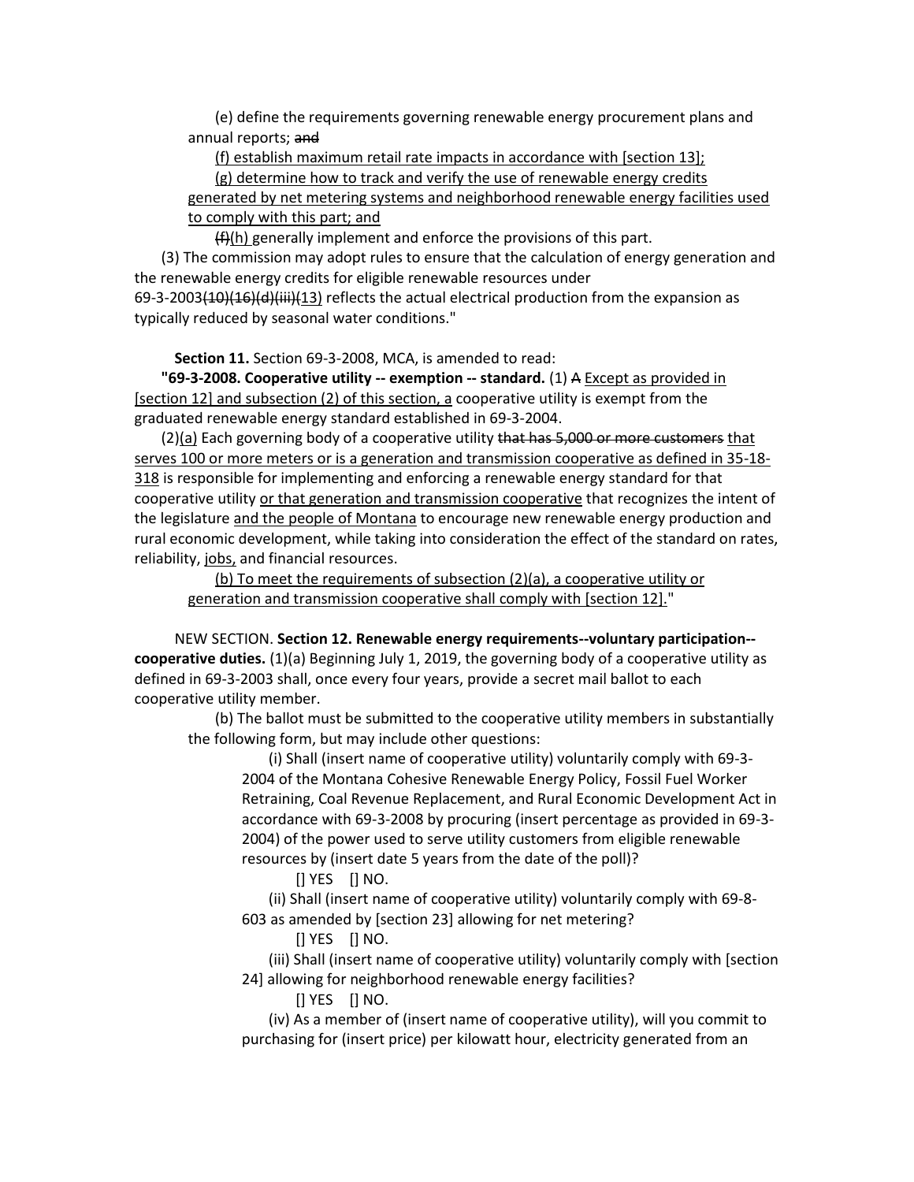(e) define the requirements governing renewable energy procurement plans and annual reports; ~~and~~

(f) establish maximum retail rate impacts in accordance with [section 13];

(g) determine how to track and verify the use of renewable energy credits generated by net metering systems and neighborhood renewable energy facilities used to comply with this part; and

~~(f)~~(h) generally implement and enforce the provisions of this part.

(3) The commission may adopt rules to ensure that the calculation of energy generation and the renewable energy credits for eligible renewable resources under 69-3-2003~~(10)(16)(d)(iii)~~(13) reflects the actual electrical production from the expansion as typically reduced by seasonal water conditions."

**Section 11.** Section 69-3-2008, MCA, is amended to read:

**"69-3-2008. Cooperative utility -- exemption -- standard.** (1) ~~A~~ Except as provided in [section 12] and subsection (2) of this section, a cooperative utility is exempt from the graduated renewable energy standard established in 69-3-2004.

(2)(a) Each governing body of a cooperative utility ~~that has 5,000 or more customers~~ that serves 100 or more meters or is a generation and transmission cooperative as defined in 35-18-318 is responsible for implementing and enforcing a renewable energy standard for that cooperative utility or that generation and transmission cooperative that recognizes the intent of the legislature and the people of Montana to encourage new renewable energy production and rural economic development, while taking into consideration the effect of the standard on rates, reliability, jobs, and financial resources.

(b) To meet the requirements of subsection (2)(a), a cooperative utility or generation and transmission cooperative shall comply with [section 12]."

NEW SECTION. **Section 12. Renewable energy requirements--voluntary participation--cooperative duties.** (1)(a) Beginning July 1, 2019, the governing body of a cooperative utility as defined in 69-3-2003 shall, once every four years, provide a secret mail ballot to each cooperative utility member.

(b) The ballot must be submitted to the cooperative utility members in substantially the following form, but may include other questions:

(i) Shall (insert name of cooperative utility) voluntarily comply with 69-3-2004 of the Montana Cohesive Renewable Energy Policy, Fossil Fuel Worker Retraining, Coal Revenue Replacement, and Rural Economic Development Act in accordance with 69-3-2008 by procuring (insert percentage as provided in 69-3-2004) of the power used to serve utility customers from eligible renewable resources by (insert date 5 years from the date of the poll)?

[] YES [] NO.

(ii) Shall (insert name of cooperative utility) voluntarily comply with 69-8-603 as amended by [section 23] allowing for net metering?

[] YES [] NO.

(iii) Shall (insert name of cooperative utility) voluntarily comply with [section 24] allowing for neighborhood renewable energy facilities?

[] YES [] NO.

(iv) As a member of (insert name of cooperative utility), will you commit to purchasing for (insert price) per kilowatt hour, electricity generated from an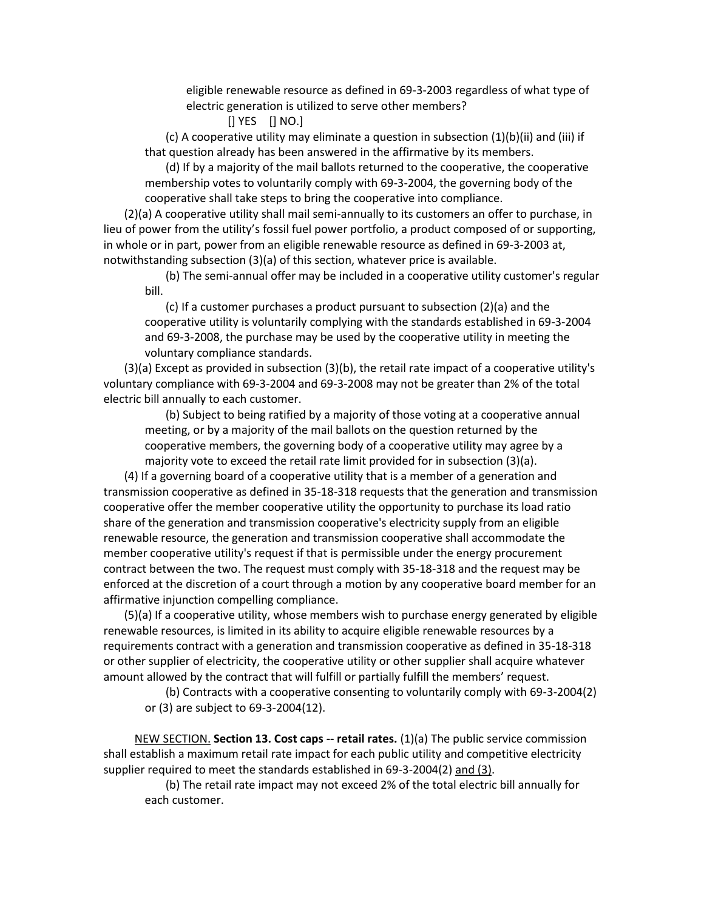eligible renewable resource as defined in 69-3-2003 regardless of what type of electric generation is utilized to serve other members?

[] YES [] NO.]

(c) A cooperative utility may eliminate a question in subsection (1)(b)(ii) and (iii) if that question already has been answered in the affirmative by its members.

(d) If by a majority of the mail ballots returned to the cooperative, the cooperative membership votes to voluntarily comply with 69-3-2004, the governing body of the cooperative shall take steps to bring the cooperative into compliance.

(2)(a) A cooperative utility shall mail semi-annually to its customers an offer to purchase, in lieu of power from the utility's fossil fuel power portfolio, a product composed of or supporting, in whole or in part, power from an eligible renewable resource as defined in 69-3-2003 at, notwithstanding subsection (3)(a) of this section, whatever price is available.

(b) The semi-annual offer may be included in a cooperative utility customer's regular bill.

(c) If a customer purchases a product pursuant to subsection (2)(a) and the cooperative utility is voluntarily complying with the standards established in 69-3-2004 and 69-3-2008, the purchase may be used by the cooperative utility in meeting the voluntary compliance standards.

(3)(a) Except as provided in subsection (3)(b), the retail rate impact of a cooperative utility's voluntary compliance with 69-3-2004 and 69-3-2008 may not be greater than 2% of the total electric bill annually to each customer.

(b) Subject to being ratified by a majority of those voting at a cooperative annual meeting, or by a majority of the mail ballots on the question returned by the cooperative members, the governing body of a cooperative utility may agree by a majority vote to exceed the retail rate limit provided for in subsection (3)(a).

(4) If a governing board of a cooperative utility that is a member of a generation and transmission cooperative as defined in 35-18-318 requests that the generation and transmission cooperative offer the member cooperative utility the opportunity to purchase its load ratio share of the generation and transmission cooperative's electricity supply from an eligible renewable resource, the generation and transmission cooperative shall accommodate the member cooperative utility's request if that is permissible under the energy procurement contract between the two. The request must comply with 35-18-318 and the request may be enforced at the discretion of a court through a motion by any cooperative board member for an affirmative injunction compelling compliance.

(5)(a) If a cooperative utility, whose members wish to purchase energy generated by eligible renewable resources, is limited in its ability to acquire eligible renewable resources by a requirements contract with a generation and transmission cooperative as defined in 35-18-318 or other supplier of electricity, the cooperative utility or other supplier shall acquire whatever amount allowed by the contract that will fulfill or partially fulfill the members' request.

(b) Contracts with a cooperative consenting to voluntarily comply with 69-3-2004(2) or (3) are subject to 69-3-2004(12).

<u>NEW SECTION.</u> **Section 13. Cost caps -- retail rates.** (1)(a) The public service commission shall establish a maximum retail rate impact for each public utility and competitive electricity supplier required to meet the standards established in 69-3-2004(2) <u>and (3)</u>.

(b) The retail rate impact may not exceed 2% of the total electric bill annually for each customer.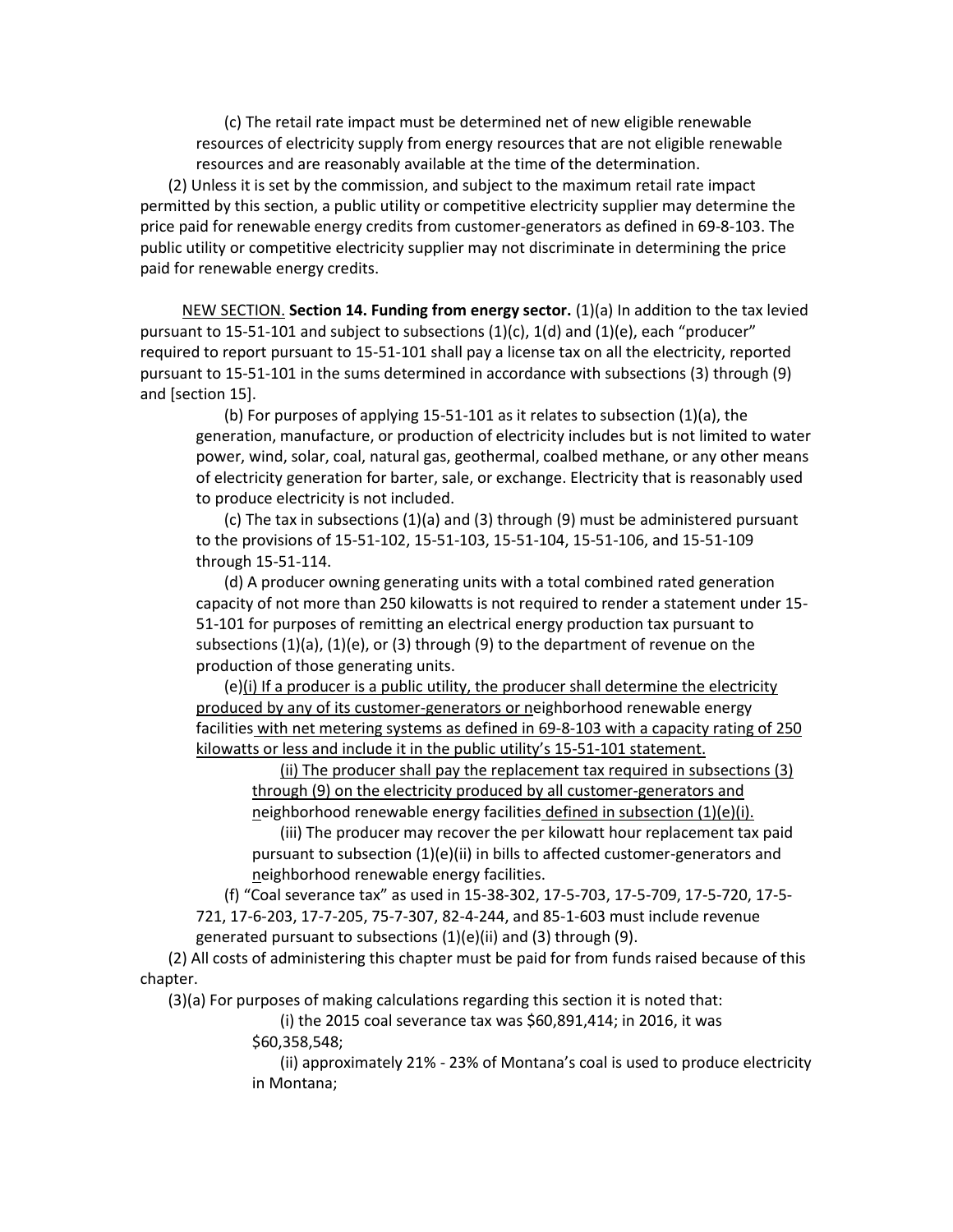(c) The retail rate impact must be determined net of new eligible renewable resources of electricity supply from energy resources that are not eligible renewable resources and are reasonably available at the time of the determination.

(2) Unless it is set by the commission, and subject to the maximum retail rate impact permitted by this section, a public utility or competitive electricity supplier may determine the price paid for renewable energy credits from customer-generators as defined in 69-8-103. The public utility or competitive electricity supplier may not discriminate in determining the price paid for renewable energy credits.

NEW SECTION. **Section 14. Funding from energy sector.** (1)(a) In addition to the tax levied pursuant to 15-51-101 and subject to subsections (1)(c), 1(d) and (1)(e), each "producer" required to report pursuant to 15-51-101 shall pay a license tax on all the electricity, reported pursuant to 15-51-101 in the sums determined in accordance with subsections (3) through (9) and [section 15].

(b) For purposes of applying 15-51-101 as it relates to subsection (1)(a), the generation, manufacture, or production of electricity includes but is not limited to water power, wind, solar, coal, natural gas, geothermal, coalbed methane, or any other means of electricity generation for barter, sale, or exchange. Electricity that is reasonably used to produce electricity is not included.

(c) The tax in subsections (1)(a) and (3) through (9) must be administered pursuant to the provisions of 15-51-102, 15-51-103, 15-51-104, 15-51-106, and 15-51-109 through 15-51-114.

(d) A producer owning generating units with a total combined rated generation capacity of not more than 250 kilowatts is not required to render a statement under 15-51-101 for purposes of remitting an electrical energy production tax pursuant to subsections (1)(a), (1)(e), or (3) through (9) to the department of revenue on the production of those generating units.

(e)(i) If a producer is a public utility, the producer shall determine the electricity produced by any of its customer-generators or neighborhood renewable energy facilities with net metering systems as defined in 69-8-103 with a capacity rating of 250 kilowatts or less and include it in the public utility's 15-51-101 statement.

(ii) The producer shall pay the replacement tax required in subsections (3) through (9) on the electricity produced by all customer-generators and neighborhood renewable energy facilities defined in subsection (1)(e)(i).

(iii) The producer may recover the per kilowatt hour replacement tax paid pursuant to subsection (1)(e)(ii) in bills to affected customer-generators and neighborhood renewable energy facilities.

(f) "Coal severance tax" as used in 15-38-302, 17-5-703, 17-5-709, 17-5-720, 17-5-721, 17-6-203, 17-7-205, 75-7-307, 82-4-244, and 85-1-603 must include revenue generated pursuant to subsections (1)(e)(ii) and (3) through (9).

(2) All costs of administering this chapter must be paid for from funds raised because of this chapter.

(3)(a) For purposes of making calculations regarding this section it is noted that:

(i) the 2015 coal severance tax was $60,891,414; in 2016, it was $60,358,548;

(ii) approximately 21% - 23% of Montana's coal is used to produce electricity in Montana;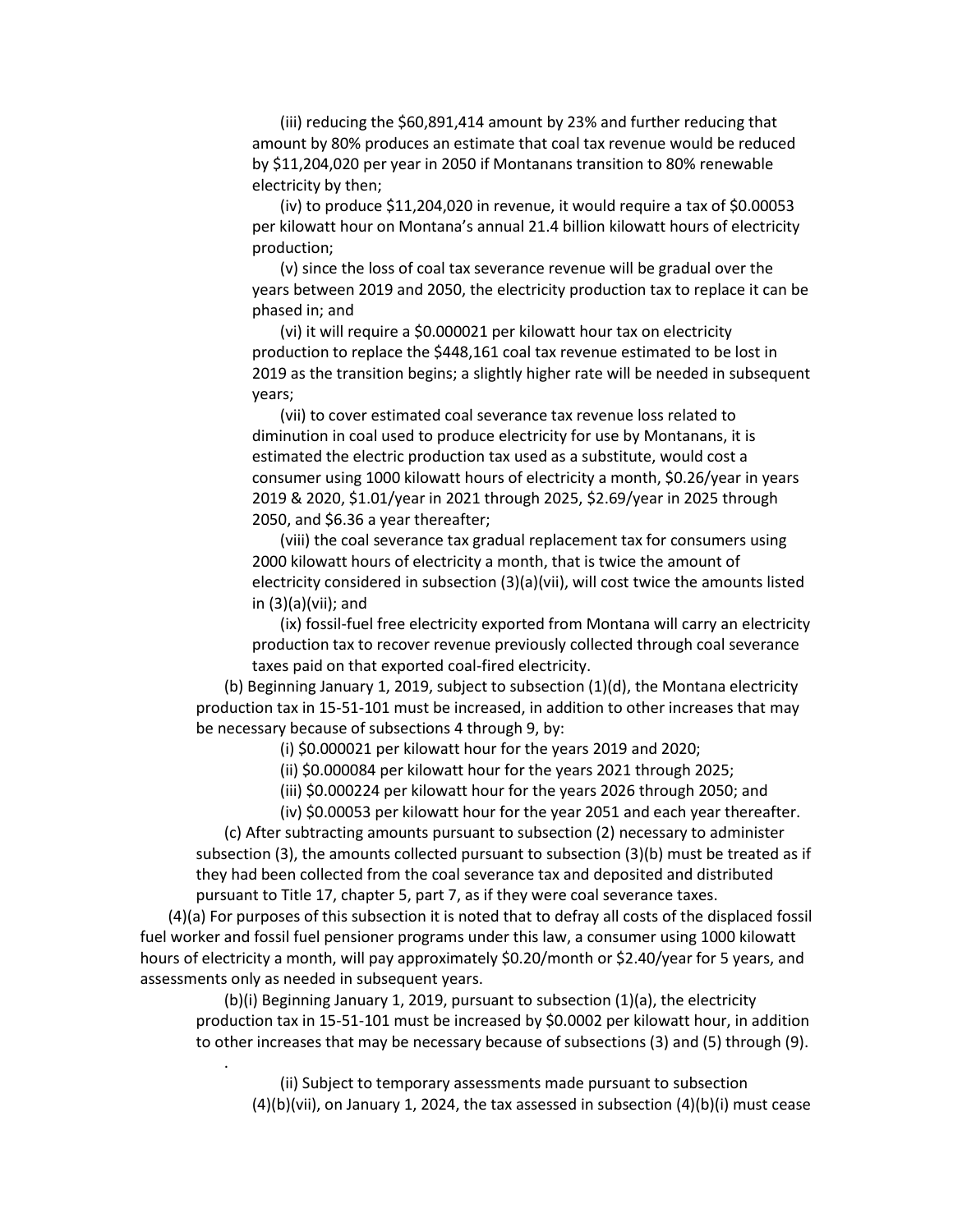(iii) reducing the $60,891,414 amount by 23% and further reducing that amount by 80% produces an estimate that coal tax revenue would be reduced by $11,204,020 per year in 2050 if Montanans transition to 80% renewable electricity by then;

(iv) to produce $11,204,020 in revenue, it would require a tax of $0.00053 per kilowatt hour on Montana's annual 21.4 billion kilowatt hours of electricity production;

(v) since the loss of coal tax severance revenue will be gradual over the years between 2019 and 2050, the electricity production tax to replace it can be phased in; and

(vi) it will require a $0.000021 per kilowatt hour tax on electricity production to replace the $448,161 coal tax revenue estimated to be lost in 2019 as the transition begins; a slightly higher rate will be needed in subsequent years;

(vii) to cover estimated coal severance tax revenue loss related to diminution in coal used to produce electricity for use by Montanans, it is estimated the electric production tax used as a substitute, would cost a consumer using 1000 kilowatt hours of electricity a month, $0.26/year in years 2019 & 2020, $1.01/year in 2021 through 2025, $2.69/year in 2025 through 2050, and $6.36 a year thereafter;

(viii) the coal severance tax gradual replacement tax for consumers using 2000 kilowatt hours of electricity a month, that is twice the amount of electricity considered in subsection (3)(a)(vii), will cost twice the amounts listed in (3)(a)(vii); and

(ix) fossil-fuel free electricity exported from Montana will carry an electricity production tax to recover revenue previously collected through coal severance taxes paid on that exported coal-fired electricity.

(b) Beginning January 1, 2019, subject to subsection (1)(d), the Montana electricity production tax in 15-51-101 must be increased, in addition to other increases that may be necessary because of subsections 4 through 9, by:

(i) $0.000021 per kilowatt hour for the years 2019 and 2020;

(ii) $0.000084 per kilowatt hour for the years 2021 through 2025;

(iii) $0.000224 per kilowatt hour for the years 2026 through 2050; and

(iv) $0.00053 per kilowatt hour for the year 2051 and each year thereafter.

(c) After subtracting amounts pursuant to subsection (2) necessary to administer subsection (3), the amounts collected pursuant to subsection (3)(b) must be treated as if they had been collected from the coal severance tax and deposited and distributed pursuant to Title 17, chapter 5, part 7, as if they were coal severance taxes.

(4)(a) For purposes of this subsection it is noted that to defray all costs of the displaced fossil fuel worker and fossil fuel pensioner programs under this law, a consumer using 1000 kilowatt hours of electricity a month, will pay approximately $0.20/month or $2.40/year for 5 years, and assessments only as needed in subsequent years.

(b)(i) Beginning January 1, 2019, pursuant to subsection (1)(a), the electricity production tax in 15-51-101 must be increased by $0.0002 per kilowatt hour, in addition to other increases that may be necessary because of subsections (3) and (5) through (9).

.

(ii) Subject to temporary assessments made pursuant to subsection (4)(b)(vii), on January 1, 2024, the tax assessed in subsection (4)(b)(i) must cease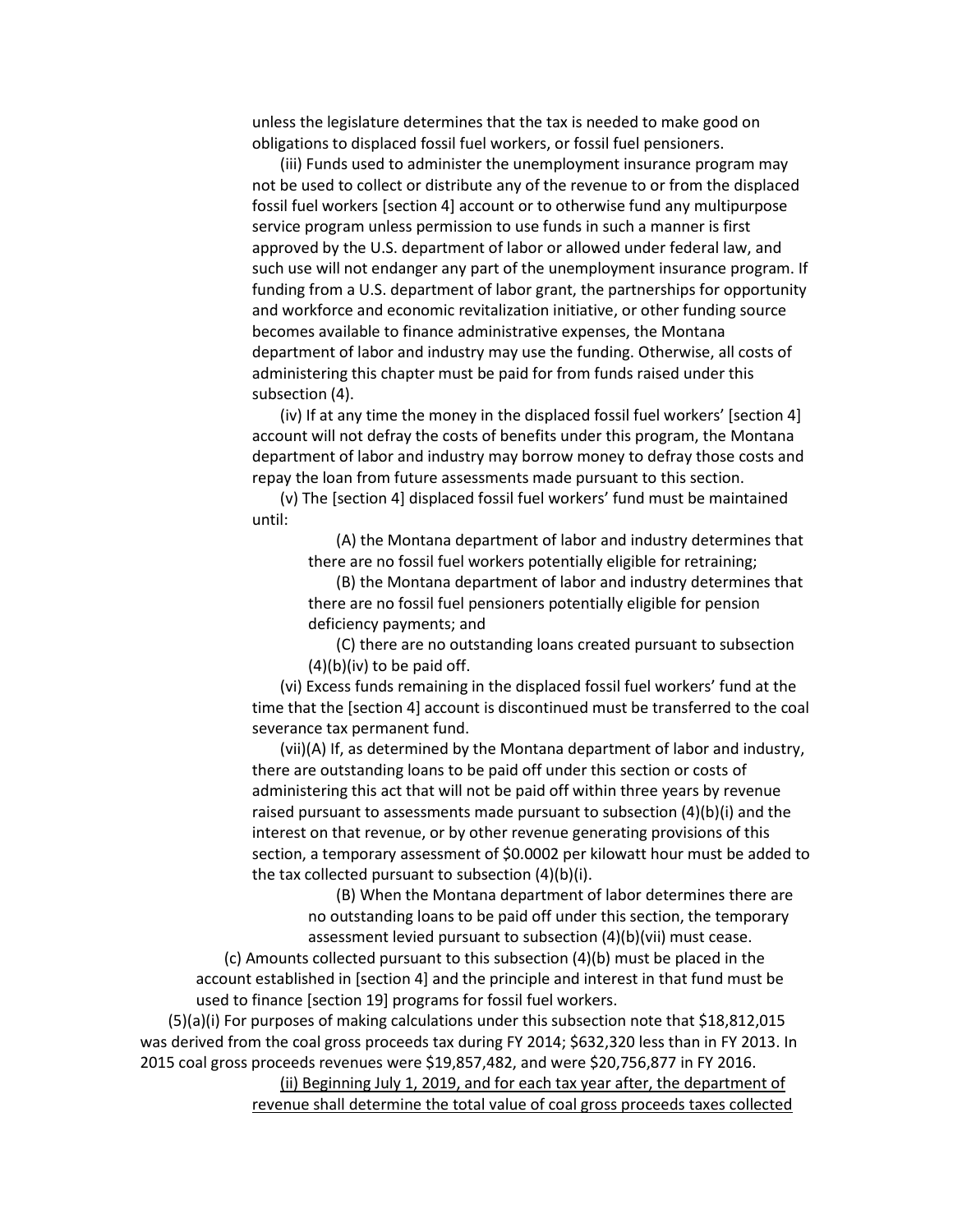unless the legislature determines that the tax is needed to make good on obligations to displaced fossil fuel workers, or fossil fuel pensioners.

(iii) Funds used to administer the unemployment insurance program may not be used to collect or distribute any of the revenue to or from the displaced fossil fuel workers [section 4] account or to otherwise fund any multipurpose service program unless permission to use funds in such a manner is first approved by the U.S. department of labor or allowed under federal law, and such use will not endanger any part of the unemployment insurance program. If funding from a U.S. department of labor grant, the partnerships for opportunity and workforce and economic revitalization initiative, or other funding source becomes available to finance administrative expenses, the Montana department of labor and industry may use the funding. Otherwise, all costs of administering this chapter must be paid for from funds raised under this subsection (4).

(iv) If at any time the money in the displaced fossil fuel workers' [section 4] account will not defray the costs of benefits under this program, the Montana department of labor and industry may borrow money to defray those costs and repay the loan from future assessments made pursuant to this section.

(v) The [section 4] displaced fossil fuel workers' fund must be maintained until:

(A) the Montana department of labor and industry determines that there are no fossil fuel workers potentially eligible for retraining;

(B) the Montana department of labor and industry determines that there are no fossil fuel pensioners potentially eligible for pension deficiency payments; and

(C) there are no outstanding loans created pursuant to subsection (4)(b)(iv) to be paid off.

(vi) Excess funds remaining in the displaced fossil fuel workers' fund at the time that the [section 4] account is discontinued must be transferred to the coal severance tax permanent fund.

(vii)(A) If, as determined by the Montana department of labor and industry, there are outstanding loans to be paid off under this section or costs of administering this act that will not be paid off within three years by revenue raised pursuant to assessments made pursuant to subsection (4)(b)(i) and the interest on that revenue, or by other revenue generating provisions of this section, a temporary assessment of $0.0002 per kilowatt hour must be added to the tax collected pursuant to subsection (4)(b)(i).

(B) When the Montana department of labor determines there are no outstanding loans to be paid off under this section, the temporary assessment levied pursuant to subsection (4)(b)(vii) must cease.

(c) Amounts collected pursuant to this subsection (4)(b) must be placed in the account established in [section 4] and the principle and interest in that fund must be used to finance [section 19] programs for fossil fuel workers.

(5)(a)(i) For purposes of making calculations under this subsection note that $18,812,015 was derived from the coal gross proceeds tax during FY 2014; $632,320 less than in FY 2013. In 2015 coal gross proceeds revenues were $19,857,482, and were $20,756,877 in FY 2016.

<u>(ii) Beginning July 1, 2019, and for each tax year after, the department of revenue shall determine the total value of coal gross proceeds taxes collected</u>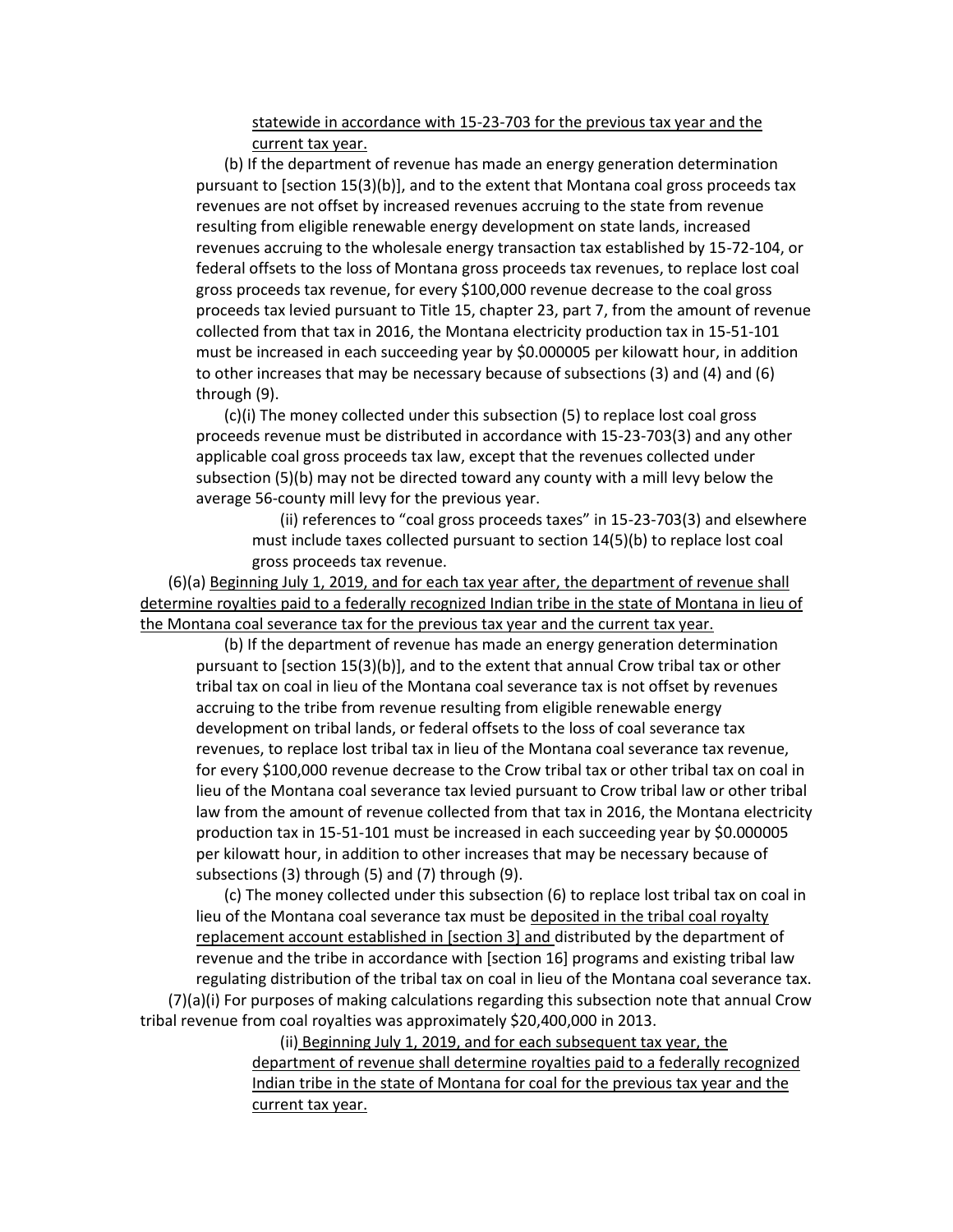statewide in accordance with 15-23-703 for the previous tax year and the current tax year.

(b) If the department of revenue has made an energy generation determination pursuant to [section 15(3)(b)], and to the extent that Montana coal gross proceeds tax revenues are not offset by increased revenues accruing to the state from revenue resulting from eligible renewable energy development on state lands, increased revenues accruing to the wholesale energy transaction tax established by 15-72-104, or federal offsets to the loss of Montana gross proceeds tax revenues, to replace lost coal gross proceeds tax revenue, for every \$100,000 revenue decrease to the coal gross proceeds tax levied pursuant to Title 15, chapter 23, part 7, from the amount of revenue collected from that tax in 2016, the Montana electricity production tax in 15-51-101 must be increased in each succeeding year by \$0.000005 per kilowatt hour, in addition to other increases that may be necessary because of subsections (3) and (4) and (6) through (9).

(c)(i) The money collected under this subsection (5) to replace lost coal gross proceeds revenue must be distributed in accordance with 15-23-703(3) and any other applicable coal gross proceeds tax law, except that the revenues collected under subsection (5)(b) may not be directed toward any county with a mill levy below the average 56-county mill levy for the previous year.

(ii) references to "coal gross proceeds taxes" in 15-23-703(3) and elsewhere must include taxes collected pursuant to section 14(5)(b) to replace lost coal gross proceeds tax revenue.

(6)(a) Beginning July 1, 2019, and for each tax year after, the department of revenue shall determine royalties paid to a federally recognized Indian tribe in the state of Montana in lieu of the Montana coal severance tax for the previous tax year and the current tax year.

(b) If the department of revenue has made an energy generation determination pursuant to [section 15(3)(b)], and to the extent that annual Crow tribal tax or other tribal tax on coal in lieu of the Montana coal severance tax is not offset by revenues accruing to the tribe from revenue resulting from eligible renewable energy development on tribal lands, or federal offsets to the loss of coal severance tax revenues, to replace lost tribal tax in lieu of the Montana coal severance tax revenue, for every \$100,000 revenue decrease to the Crow tribal tax or other tribal tax on coal in lieu of the Montana coal severance tax levied pursuant to Crow tribal law or other tribal law from the amount of revenue collected from that tax in 2016, the Montana electricity production tax in 15-51-101 must be increased in each succeeding year by \$0.000005 per kilowatt hour, in addition to other increases that may be necessary because of subsections (3) through (5) and (7) through (9).

(c) The money collected under this subsection (6) to replace lost tribal tax on coal in lieu of the Montana coal severance tax must be deposited in the tribal coal royalty replacement account established in [section 3] and distributed by the department of revenue and the tribe in accordance with [section 16] programs and existing tribal law regulating distribution of the tribal tax on coal in lieu of the Montana coal severance tax.

(7)(a)(i) For purposes of making calculations regarding this subsection note that annual Crow tribal revenue from coal royalties was approximately \$20,400,000 in 2013.

(ii) Beginning July 1, 2019, and for each subsequent tax year, the department of revenue shall determine royalties paid to a federally recognized Indian tribe in the state of Montana for coal for the previous tax year and the current tax year.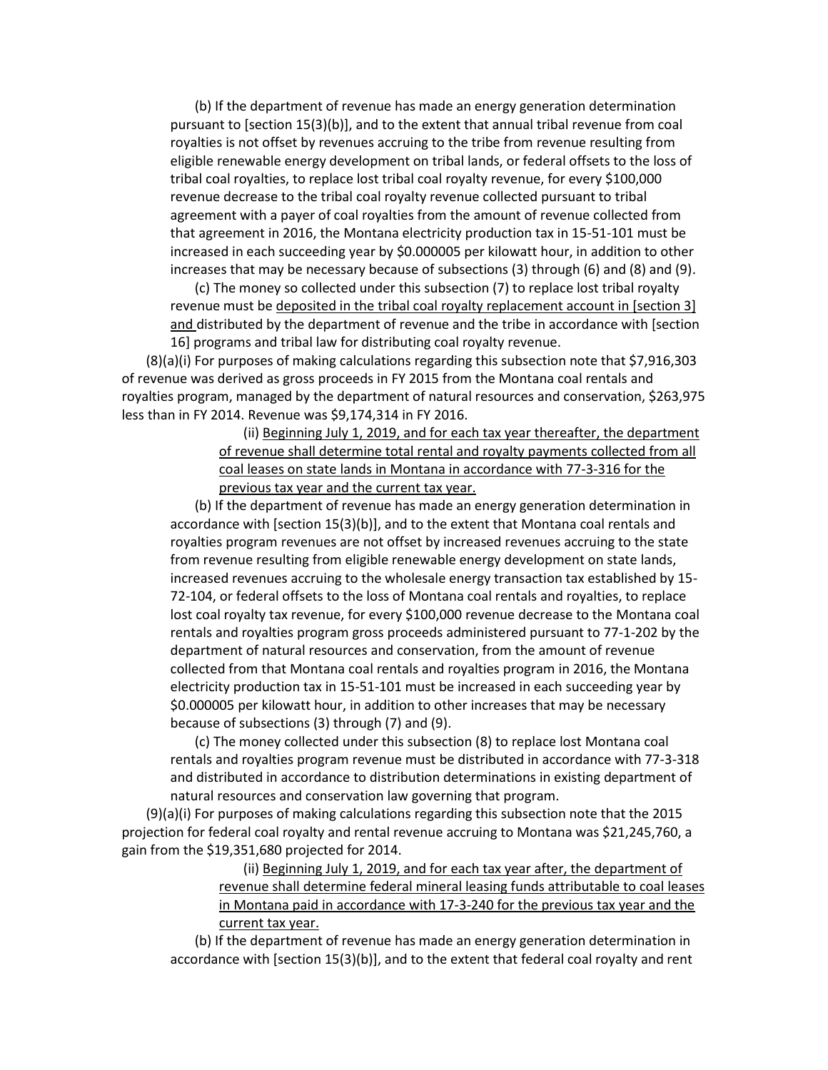(b) If the department of revenue has made an energy generation determination pursuant to [section 15(3)(b)], and to the extent that annual tribal revenue from coal royalties is not offset by revenues accruing to the tribe from revenue resulting from eligible renewable energy development on tribal lands, or federal offsets to the loss of tribal coal royalties, to replace lost tribal coal royalty revenue, for every $100,000 revenue decrease to the tribal coal royalty revenue collected pursuant to tribal agreement with a payer of coal royalties from the amount of revenue collected from that agreement in 2016, the Montana electricity production tax in 15-51-101 must be increased in each succeeding year by $0.000005 per kilowatt hour, in addition to other increases that may be necessary because of subsections (3) through (6) and (8) and (9).

(c) The money so collected under this subsection (7) to replace lost tribal royalty revenue must be <u>deposited in the tribal coal royalty replacement account in [section 3] and</u> distributed by the department of revenue and the tribe in accordance with [section 16] programs and tribal law for distributing coal royalty revenue.

(8)(a)(i) For purposes of making calculations regarding this subsection note that $7,916,303 of revenue was derived as gross proceeds in FY 2015 from the Montana coal rentals and royalties program, managed by the department of natural resources and conservation, $263,975 less than in FY 2014. Revenue was $9,174,314 in FY 2016.

(ii) <u>Beginning July 1, 2019, and for each tax year thereafter, the department of revenue shall determine total rental and royalty payments collected from all coal leases on state lands in Montana in accordance with 77-3-316 for the previous tax year and the current tax year.</u>

(b) If the department of revenue has made an energy generation determination in accordance with [section 15(3)(b)], and to the extent that Montana coal rentals and royalties program revenues are not offset by increased revenues accruing to the state from revenue resulting from eligible renewable energy development on state lands, increased revenues accruing to the wholesale energy transaction tax established by 15-72-104, or federal offsets to the loss of Montana coal rentals and royalties, to replace lost coal royalty tax revenue, for every $100,000 revenue decrease to the Montana coal rentals and royalties program gross proceeds administered pursuant to 77-1-202 by the department of natural resources and conservation, from the amount of revenue collected from that Montana coal rentals and royalties program in 2016, the Montana electricity production tax in 15-51-101 must be increased in each succeeding year by $0.000005 per kilowatt hour, in addition to other increases that may be necessary because of subsections (3) through (7) and (9).

(c) The money collected under this subsection (8) to replace lost Montana coal rentals and royalties program revenue must be distributed in accordance with 77-3-318 and distributed in accordance to distribution determinations in existing department of natural resources and conservation law governing that program.

(9)(a)(i) For purposes of making calculations regarding this subsection note that the 2015 projection for federal coal royalty and rental revenue accruing to Montana was $21,245,760, a gain from the $19,351,680 projected for 2014.

(ii) <u>Beginning July 1, 2019, and for each tax year after, the department of revenue shall determine federal mineral leasing funds attributable to coal leases in Montana paid in accordance with 17-3-240 for the previous tax year and the current tax year.</u>

(b) If the department of revenue has made an energy generation determination in accordance with [section 15(3)(b)], and to the extent that federal coal royalty and rent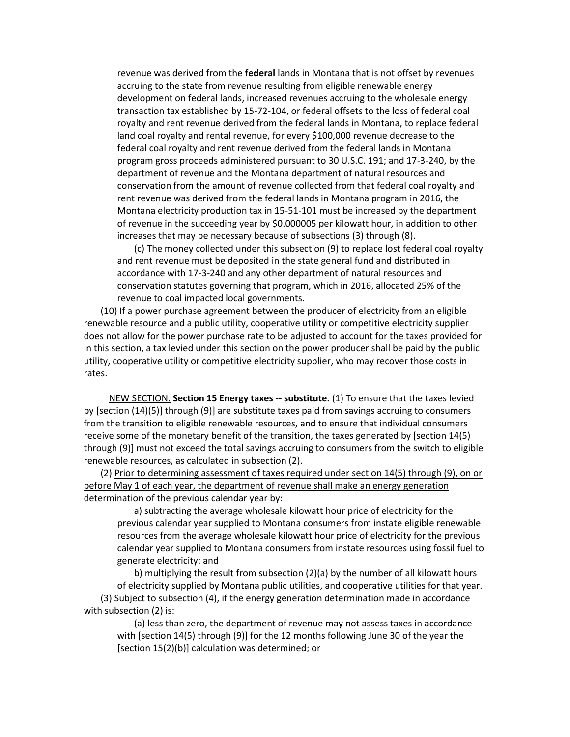revenue was derived from the **federal** lands in Montana that is not offset by revenues accruing to the state from revenue resulting from eligible renewable energy development on federal lands, increased revenues accruing to the wholesale energy transaction tax established by 15-72-104, or federal offsets to the loss of federal coal royalty and rent revenue derived from the federal lands in Montana, to replace federal land coal royalty and rental revenue, for every $100,000 revenue decrease to the federal coal royalty and rent revenue derived from the federal lands in Montana program gross proceeds administered pursuant to 30 U.S.C. 191; and 17-3-240, by the department of revenue and the Montana department of natural resources and conservation from the amount of revenue collected from that federal coal royalty and rent revenue was derived from the federal lands in Montana program in 2016, the Montana electricity production tax in 15-51-101 must be increased by the department of revenue in the succeeding year by $0.000005 per kilowatt hour, in addition to other increases that may be necessary because of subsections (3) through (8).

(c) The money collected under this subsection (9) to replace lost federal coal royalty and rent revenue must be deposited in the state general fund and distributed in accordance with 17-3-240 and any other department of natural resources and conservation statutes governing that program, which in 2016, allocated 25% of the revenue to coal impacted local governments.

(10) If a power purchase agreement between the producer of electricity from an eligible renewable resource and a public utility, cooperative utility or competitive electricity supplier does not allow for the power purchase rate to be adjusted to account for the taxes provided for in this section, a tax levied under this section on the power producer shall be paid by the public utility, cooperative utility or competitive electricity supplier, who may recover those costs in rates.

<u>NEW SECTION.</u> **Section 15 Energy taxes -- substitute.** (1) To ensure that the taxes levied by [section (14)(5)] through (9)] are substitute taxes paid from savings accruing to consumers from the transition to eligible renewable resources, and to ensure that individual consumers receive some of the monetary benefit of the transition, the taxes generated by [section 14(5) through (9)] must not exceed the total savings accruing to consumers from the switch to eligible renewable resources, as calculated in subsection (2).

(2) <u>Prior to determining assessment of taxes required under section 14(5) through (9), on or before May 1 of each year, the department of revenue shall make an energy generation determination of</u> the previous calendar year by:

a) subtracting the average wholesale kilowatt hour price of electricity for the previous calendar year supplied to Montana consumers from instate eligible renewable resources from the average wholesale kilowatt hour price of electricity for the previous calendar year supplied to Montana consumers from instate resources using fossil fuel to generate electricity; and

b) multiplying the result from subsection (2)(a) by the number of all kilowatt hours of electricity supplied by Montana public utilities, and cooperative utilities for that year.

(3) Subject to subsection (4), if the energy generation determination made in accordance with subsection (2) is:

(a) less than zero, the department of revenue may not assess taxes in accordance with [section 14(5) through (9)] for the 12 months following June 30 of the year the [section 15(2)(b)] calculation was determined; or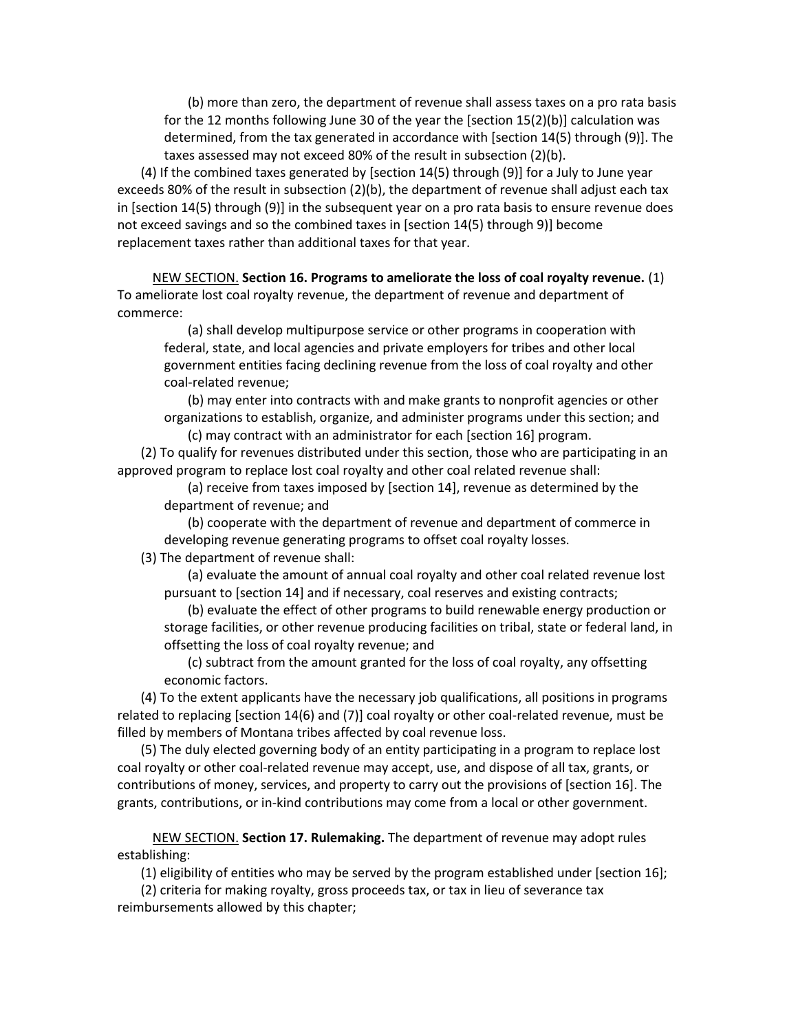(b) more than zero, the department of revenue shall assess taxes on a pro rata basis for the 12 months following June 30 of the year the [section 15(2)(b)] calculation was determined, from the tax generated in accordance with [section 14(5) through (9)]. The taxes assessed may not exceed 80% of the result in subsection (2)(b).

(4) If the combined taxes generated by [section 14(5) through (9)] for a July to June year exceeds 80% of the result in subsection (2)(b), the department of revenue shall adjust each tax in [section 14(5) through (9)] in the subsequent year on a pro rata basis to ensure revenue does not exceed savings and so the combined taxes in [section 14(5) through 9)] become replacement taxes rather than additional taxes for that year.

NEW SECTION. **Section 16. Programs to ameliorate the loss of coal royalty revenue.** (1) To ameliorate lost coal royalty revenue, the department of revenue and department of commerce:

(a) shall develop multipurpose service or other programs in cooperation with federal, state, and local agencies and private employers for tribes and other local government entities facing declining revenue from the loss of coal royalty and other coal-related revenue;

(b) may enter into contracts with and make grants to nonprofit agencies or other organizations to establish, organize, and administer programs under this section; and

(c) may contract with an administrator for each [section 16] program.

(2) To qualify for revenues distributed under this section, those who are participating in an approved program to replace lost coal royalty and other coal related revenue shall:

(a) receive from taxes imposed by [section 14], revenue as determined by the department of revenue; and

(b) cooperate with the department of revenue and department of commerce in developing revenue generating programs to offset coal royalty losses.

(3) The department of revenue shall:

(a) evaluate the amount of annual coal royalty and other coal related revenue lost pursuant to [section 14] and if necessary, coal reserves and existing contracts;

(b) evaluate the effect of other programs to build renewable energy production or storage facilities, or other revenue producing facilities on tribal, state or federal land, in offsetting the loss of coal royalty revenue; and

(c) subtract from the amount granted for the loss of coal royalty, any offsetting economic factors.

(4) To the extent applicants have the necessary job qualifications, all positions in programs related to replacing [section 14(6) and (7)] coal royalty or other coal-related revenue, must be filled by members of Montana tribes affected by coal revenue loss.

(5) The duly elected governing body of an entity participating in a program to replace lost coal royalty or other coal-related revenue may accept, use, and dispose of all tax, grants, or contributions of money, services, and property to carry out the provisions of [section 16]. The grants, contributions, or in-kind contributions may come from a local or other government.

NEW SECTION. **Section 17. Rulemaking.** The department of revenue may adopt rules establishing:

(1) eligibility of entities who may be served by the program established under [section 16];

(2) criteria for making royalty, gross proceeds tax, or tax in lieu of severance tax reimbursements allowed by this chapter;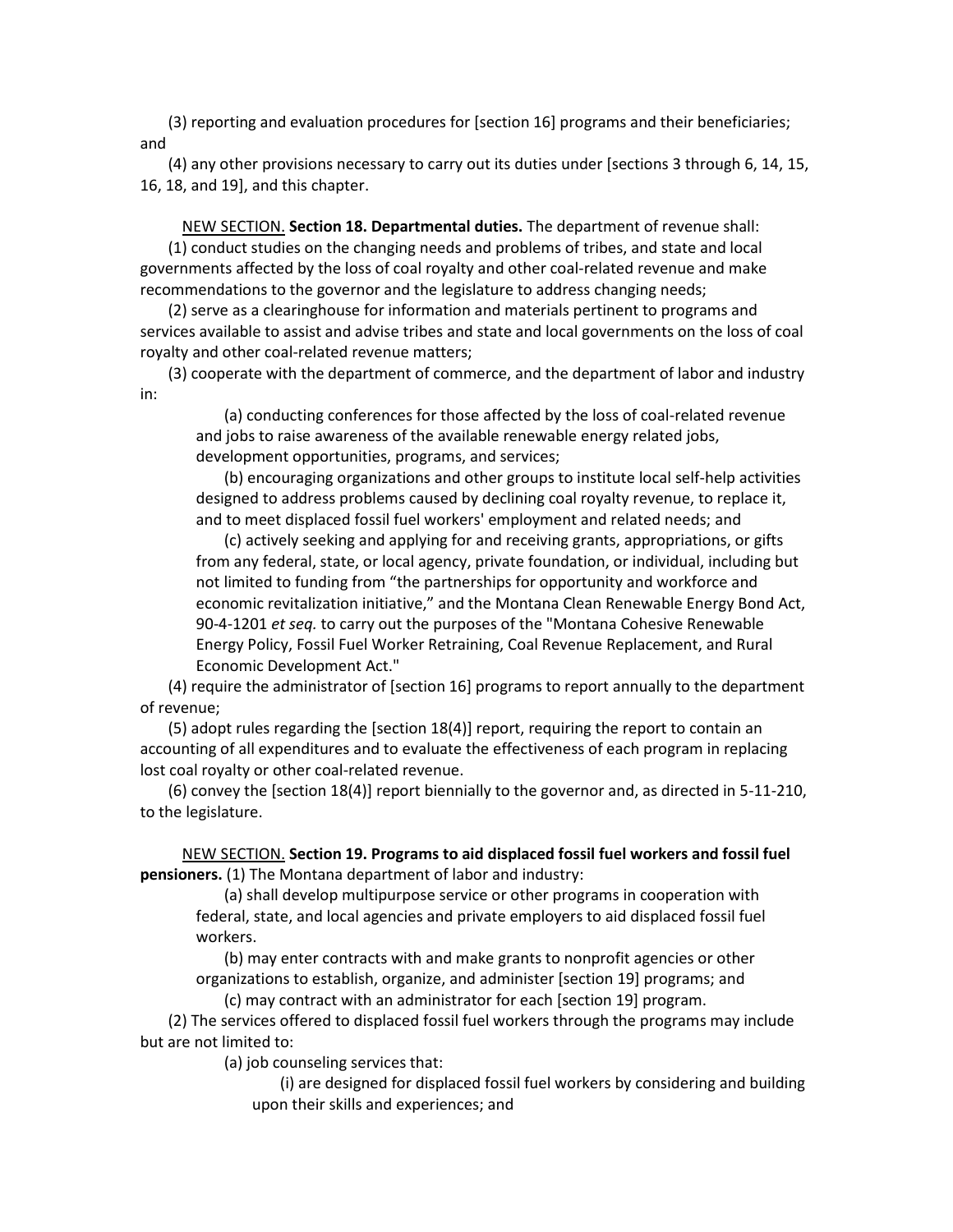(3) reporting and evaluation procedures for [section 16] programs and their beneficiaries; and

(4) any other provisions necessary to carry out its duties under [sections 3 through 6, 14, 15, 16, 18, and 19], and this chapter.

NEW SECTION. **Section 18. Departmental duties.** The department of revenue shall:

(1) conduct studies on the changing needs and problems of tribes, and state and local governments affected by the loss of coal royalty and other coal-related revenue and make recommendations to the governor and the legislature to address changing needs;

(2) serve as a clearinghouse for information and materials pertinent to programs and services available to assist and advise tribes and state and local governments on the loss of coal royalty and other coal-related revenue matters;

(3) cooperate with the department of commerce, and the department of labor and industry in:

(a) conducting conferences for those affected by the loss of coal-related revenue and jobs to raise awareness of the available renewable energy related jobs, development opportunities, programs, and services;

(b) encouraging organizations and other groups to institute local self-help activities designed to address problems caused by declining coal royalty revenue, to replace it, and to meet displaced fossil fuel workers' employment and related needs; and

(c) actively seeking and applying for and receiving grants, appropriations, or gifts from any federal, state, or local agency, private foundation, or individual, including but not limited to funding from "the partnerships for opportunity and workforce and economic revitalization initiative," and the Montana Clean Renewable Energy Bond Act, 90-4-1201 *et seq.* to carry out the purposes of the "Montana Cohesive Renewable Energy Policy, Fossil Fuel Worker Retraining, Coal Revenue Replacement, and Rural Economic Development Act."

(4) require the administrator of [section 16] programs to report annually to the department of revenue;

(5) adopt rules regarding the [section 18(4)] report, requiring the report to contain an accounting of all expenditures and to evaluate the effectiveness of each program in replacing lost coal royalty or other coal-related revenue.

(6) convey the [section 18(4)] report biennially to the governor and, as directed in 5-11-210, to the legislature.

NEW SECTION. **Section 19. Programs to aid displaced fossil fuel workers and fossil fuel pensioners.** (1) The Montana department of labor and industry:

(a) shall develop multipurpose service or other programs in cooperation with federal, state, and local agencies and private employers to aid displaced fossil fuel workers.

(b) may enter contracts with and make grants to nonprofit agencies or other organizations to establish, organize, and administer [section 19] programs; and

(c) may contract with an administrator for each [section 19] program.

(2) The services offered to displaced fossil fuel workers through the programs may include but are not limited to:

(a) job counseling services that:

(i) are designed for displaced fossil fuel workers by considering and building upon their skills and experiences; and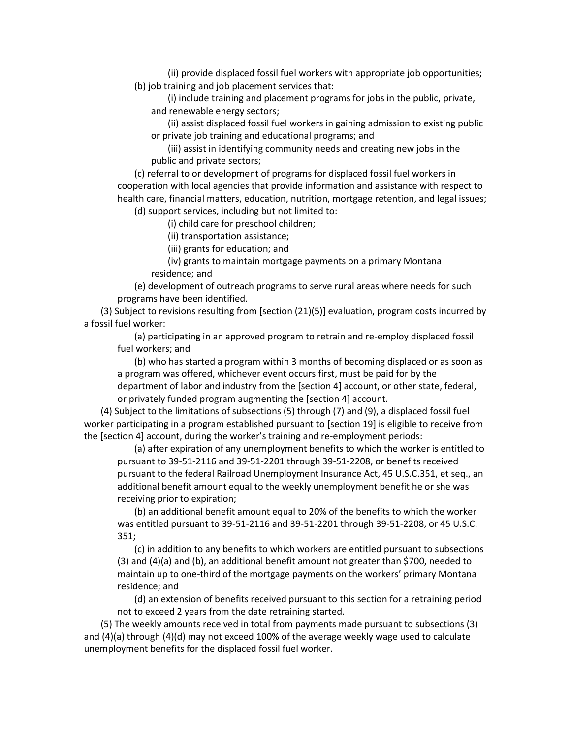(ii) provide displaced fossil fuel workers with appropriate job opportunities;

(b) job training and job placement services that:

(i) include training and placement programs for jobs in the public, private, and renewable energy sectors;

(ii) assist displaced fossil fuel workers in gaining admission to existing public or private job training and educational programs; and

(iii) assist in identifying community needs and creating new jobs in the public and private sectors;

(c) referral to or development of programs for displaced fossil fuel workers in cooperation with local agencies that provide information and assistance with respect to health care, financial matters, education, nutrition, mortgage retention, and legal issues;

(d) support services, including but not limited to:

(i) child care for preschool children;

(ii) transportation assistance;

(iii) grants for education; and

(iv) grants to maintain mortgage payments on a primary Montana residence; and

(e) development of outreach programs to serve rural areas where needs for such programs have been identified.

(3) Subject to revisions resulting from [section (21)(5)] evaluation, program costs incurred by a fossil fuel worker:

(a) participating in an approved program to retrain and re-employ displaced fossil fuel workers; and

(b) who has started a program within 3 months of becoming displaced or as soon as a program was offered, whichever event occurs first, must be paid for by the department of labor and industry from the [section 4] account, or other state, federal, or privately funded program augmenting the [section 4] account.

(4) Subject to the limitations of subsections (5) through (7) and (9), a displaced fossil fuel worker participating in a program established pursuant to [section 19] is eligible to receive from the [section 4] account, during the worker's training and re-employment periods:

(a) after expiration of any unemployment benefits to which the worker is entitled to pursuant to 39-51-2116 and 39-51-2201 through 39-51-2208, or benefits received pursuant to the federal Railroad Unemployment Insurance Act, 45 U.S.C.351, et seq., an additional benefit amount equal to the weekly unemployment benefit he or she was receiving prior to expiration;

(b) an additional benefit amount equal to 20% of the benefits to which the worker was entitled pursuant to 39-51-2116 and 39-51-2201 through 39-51-2208, or 45 U.S.C. 351;

(c) in addition to any benefits to which workers are entitled pursuant to subsections (3) and (4)(a) and (b), an additional benefit amount not greater than $700, needed to maintain up to one-third of the mortgage payments on the workers' primary Montana residence; and

(d) an extension of benefits received pursuant to this section for a retraining period not to exceed 2 years from the date retraining started.

(5) The weekly amounts received in total from payments made pursuant to subsections (3) and (4)(a) through (4)(d) may not exceed 100% of the average weekly wage used to calculate unemployment benefits for the displaced fossil fuel worker.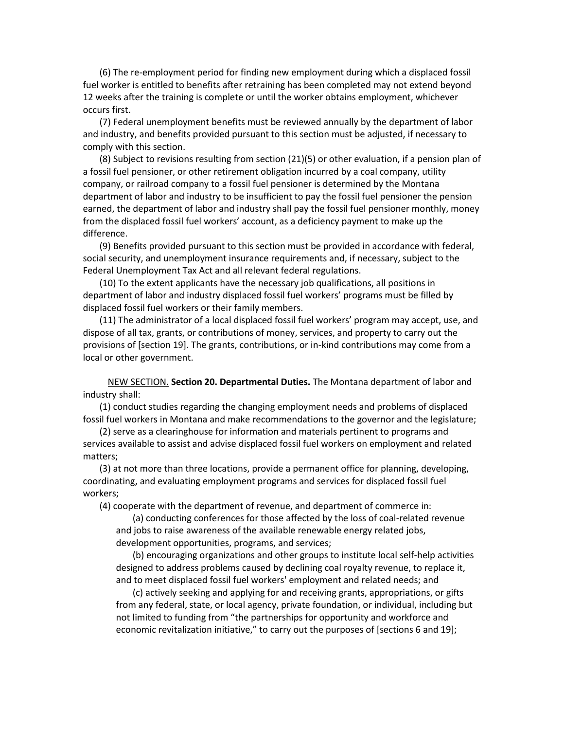(6) The re-employment period for finding new employment during which a displaced fossil fuel worker is entitled to benefits after retraining has been completed may not extend beyond 12 weeks after the training is complete or until the worker obtains employment, whichever occurs first.

(7) Federal unemployment benefits must be reviewed annually by the department of labor and industry, and benefits provided pursuant to this section must be adjusted, if necessary to comply with this section.

(8) Subject to revisions resulting from section (21)(5) or other evaluation, if a pension plan of a fossil fuel pensioner, or other retirement obligation incurred by a coal company, utility company, or railroad company to a fossil fuel pensioner is determined by the Montana department of labor and industry to be insufficient to pay the fossil fuel pensioner the pension earned, the department of labor and industry shall pay the fossil fuel pensioner monthly, money from the displaced fossil fuel workers' account, as a deficiency payment to make up the difference.

(9) Benefits provided pursuant to this section must be provided in accordance with federal, social security, and unemployment insurance requirements and, if necessary, subject to the Federal Unemployment Tax Act and all relevant federal regulations.

(10) To the extent applicants have the necessary job qualifications, all positions in department of labor and industry displaced fossil fuel workers' programs must be filled by displaced fossil fuel workers or their family members.

(11) The administrator of a local displaced fossil fuel workers' program may accept, use, and dispose of all tax, grants, or contributions of money, services, and property to carry out the provisions of [section 19]. The grants, contributions, or in-kind contributions may come from a local or other government.

NEW SECTION. **Section 20. Departmental Duties.** The Montana department of labor and industry shall:

(1) conduct studies regarding the changing employment needs and problems of displaced fossil fuel workers in Montana and make recommendations to the governor and the legislature;

(2) serve as a clearinghouse for information and materials pertinent to programs and services available to assist and advise displaced fossil fuel workers on employment and related matters;

(3) at not more than three locations, provide a permanent office for planning, developing, coordinating, and evaluating employment programs and services for displaced fossil fuel workers;

(4) cooperate with the department of revenue, and department of commerce in:

(a) conducting conferences for those affected by the loss of coal-related revenue and jobs to raise awareness of the available renewable energy related jobs, development opportunities, programs, and services;

(b) encouraging organizations and other groups to institute local self-help activities designed to address problems caused by declining coal royalty revenue, to replace it, and to meet displaced fossil fuel workers' employment and related needs; and

(c) actively seeking and applying for and receiving grants, appropriations, or gifts from any federal, state, or local agency, private foundation, or individual, including but not limited to funding from "the partnerships for opportunity and workforce and economic revitalization initiative," to carry out the purposes of [sections 6 and 19];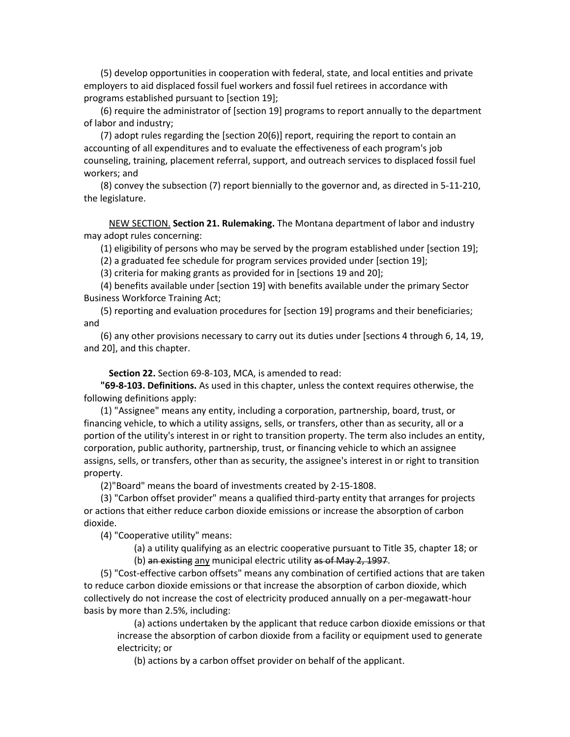(5) develop opportunities in cooperation with federal, state, and local entities and private employers to aid displaced fossil fuel workers and fossil fuel retirees in accordance with programs established pursuant to [section 19];

(6) require the administrator of [section 19] programs to report annually to the department of labor and industry;

(7) adopt rules regarding the [section 20(6)] report, requiring the report to contain an accounting of all expenditures and to evaluate the effectiveness of each program's job counseling, training, placement referral, support, and outreach services to displaced fossil fuel workers; and

(8) convey the subsection (7) report biennially to the governor and, as directed in 5-11-210, the legislature.

<u>NEW SECTION.</u> **Section 21. Rulemaking.** The Montana department of labor and industry may adopt rules concerning:

(1) eligibility of persons who may be served by the program established under [section 19];

(2) a graduated fee schedule for program services provided under [section 19];

(3) criteria for making grants as provided for in [sections 19 and 20];

(4) benefits available under [section 19] with benefits available under the primary Sector Business Workforce Training Act;

(5) reporting and evaluation procedures for [section 19] programs and their beneficiaries; and

(6) any other provisions necessary to carry out its duties under [sections 4 through 6, 14, 19, and 20], and this chapter.

**Section 22.** Section 69-8-103, MCA, is amended to read:

**"69-8-103. Definitions.** As used in this chapter, unless the context requires otherwise, the following definitions apply:

(1) "Assignee" means any entity, including a corporation, partnership, board, trust, or financing vehicle, to which a utility assigns, sells, or transfers, other than as security, all or a portion of the utility's interest in or right to transition property. The term also includes an entity, corporation, public authority, partnership, trust, or financing vehicle to which an assignee assigns, sells, or transfers, other than as security, the assignee's interest in or right to transition property.

(2)"Board" means the board of investments created by 2-15-1808.

(3) "Carbon offset provider" means a qualified third-party entity that arranges for projects or actions that either reduce carbon dioxide emissions or increase the absorption of carbon dioxide.

(4) "Cooperative utility" means:

(a) a utility qualifying as an electric cooperative pursuant to Title 35, chapter 18; or

(b) ~~an existing~~ <u>any</u> municipal electric utility ~~as of May 2, 1997~~.

(5) "Cost-effective carbon offsets" means any combination of certified actions that are taken to reduce carbon dioxide emissions or that increase the absorption of carbon dioxide, which collectively do not increase the cost of electricity produced annually on a per-megawatt-hour basis by more than 2.5%, including:

(a) actions undertaken by the applicant that reduce carbon dioxide emissions or that increase the absorption of carbon dioxide from a facility or equipment used to generate electricity; or

(b) actions by a carbon offset provider on behalf of the applicant.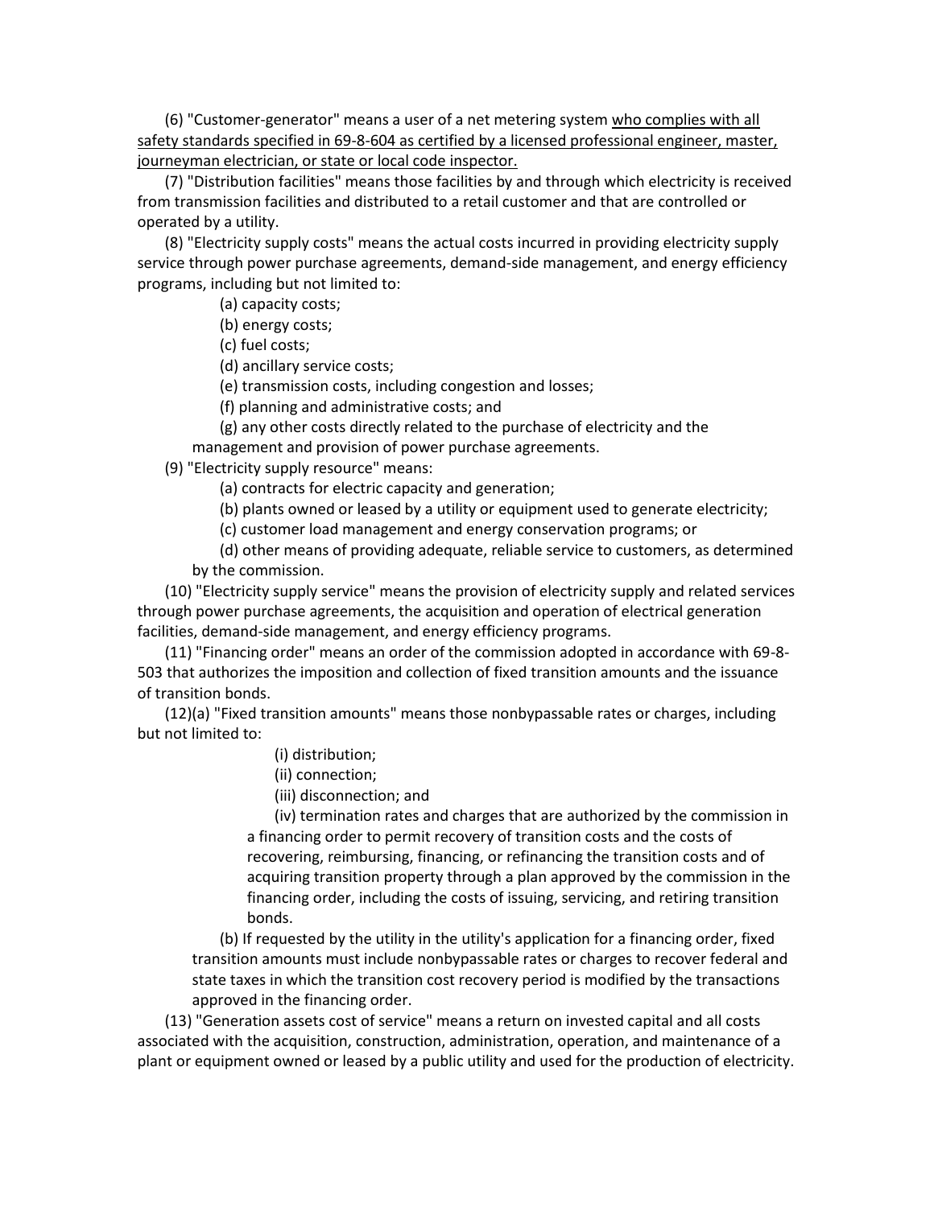(6) "Customer-generator" means a user of a net metering system <u>who complies with all safety standards specified in 69-8-604 as certified by a licensed professional engineer, master, journeyman electrician, or state or local code inspector.</u>

(7) "Distribution facilities" means those facilities by and through which electricity is received from transmission facilities and distributed to a retail customer and that are controlled or operated by a utility.

(8) "Electricity supply costs" means the actual costs incurred in providing electricity supply service through power purchase agreements, demand-side management, and energy efficiency programs, including but not limited to:

(a) capacity costs;

(b) energy costs;

(c) fuel costs;

(d) ancillary service costs;

(e) transmission costs, including congestion and losses;

(f) planning and administrative costs; and

(g) any other costs directly related to the purchase of electricity and the management and provision of power purchase agreements.

(9) "Electricity supply resource" means:

(a) contracts for electric capacity and generation;

(b) plants owned or leased by a utility or equipment used to generate electricity;

(c) customer load management and energy conservation programs; or

(d) other means of providing adequate, reliable service to customers, as determined by the commission.

(10) "Electricity supply service" means the provision of electricity supply and related services through power purchase agreements, the acquisition and operation of electrical generation facilities, demand-side management, and energy efficiency programs.

(11) "Financing order" means an order of the commission adopted in accordance with 69-8-503 that authorizes the imposition and collection of fixed transition amounts and the issuance of transition bonds.

(12)(a) "Fixed transition amounts" means those nonbypassable rates or charges, including but not limited to:

(i) distribution;

(ii) connection;

(iii) disconnection; and

(iv) termination rates and charges that are authorized by the commission in a financing order to permit recovery of transition costs and the costs of recovering, reimbursing, financing, or refinancing the transition costs and of acquiring transition property through a plan approved by the commission in the financing order, including the costs of issuing, servicing, and retiring transition bonds.

(b) If requested by the utility in the utility's application for a financing order, fixed transition amounts must include nonbypassable rates or charges to recover federal and state taxes in which the transition cost recovery period is modified by the transactions approved in the financing order.

(13) "Generation assets cost of service" means a return on invested capital and all costs associated with the acquisition, construction, administration, operation, and maintenance of a plant or equipment owned or leased by a public utility and used for the production of electricity.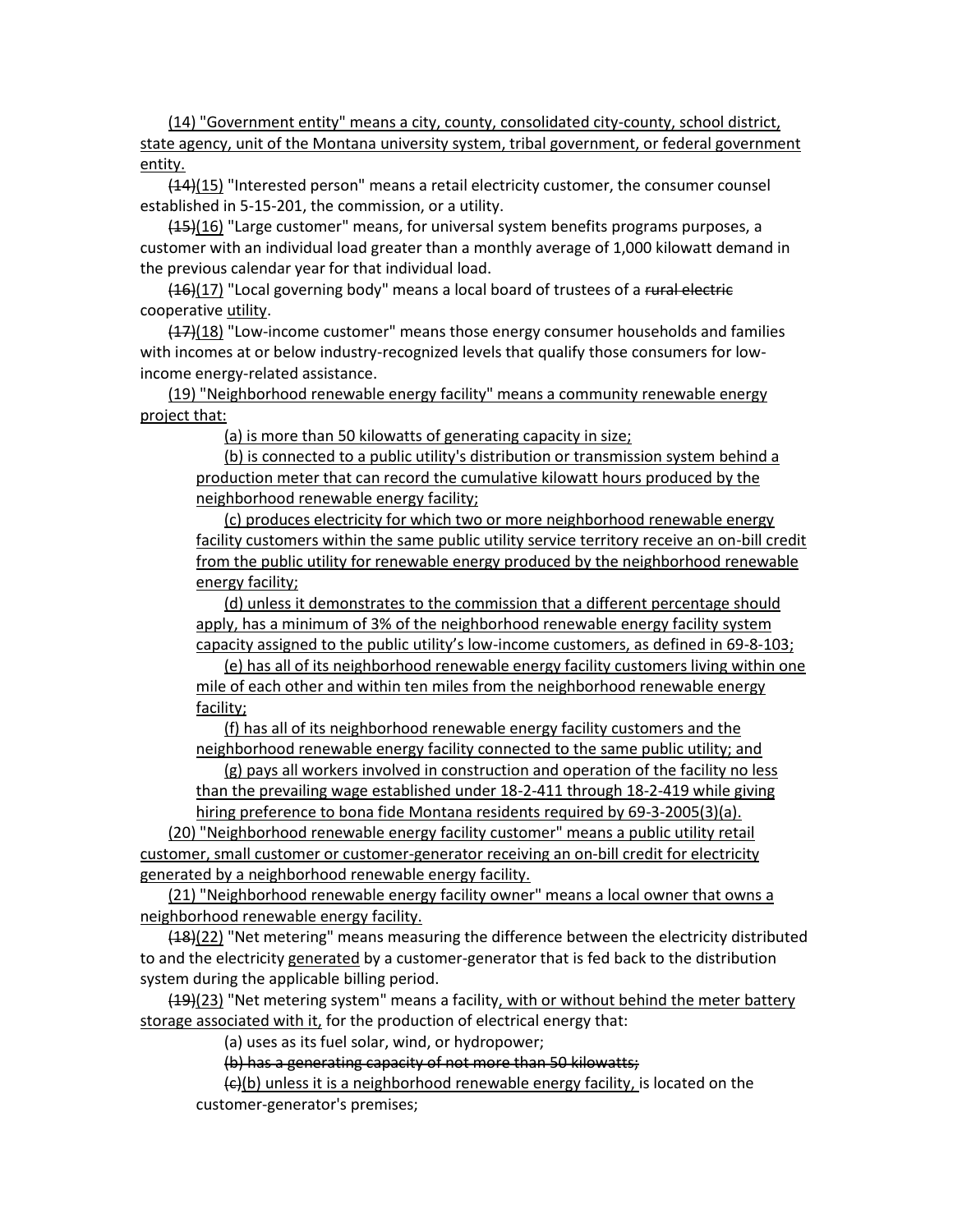(14) "Government entity" means a city, county, consolidated city-county, school district, state agency, unit of the Montana university system, tribal government, or federal government entity.

~~(14)~~(15) "Interested person" means a retail electricity customer, the consumer counsel established in 5-15-201, the commission, or a utility.

~~(15)~~(16) "Large customer" means, for universal system benefits programs purposes, a customer with an individual load greater than a monthly average of 1,000 kilowatt demand in the previous calendar year for that individual load.

~~(16)~~(17) "Local governing body" means a local board of trustees of a ~~rural electric~~ cooperative utility.

~~(17)~~(18) "Low-income customer" means those energy consumer households and families with incomes at or below industry-recognized levels that qualify those consumers for low-income energy-related assistance.

(19) "Neighborhood renewable energy facility" means a community renewable energy project that:

(a) is more than 50 kilowatts of generating capacity in size;

(b) is connected to a public utility's distribution or transmission system behind a production meter that can record the cumulative kilowatt hours produced by the neighborhood renewable energy facility;

(c) produces electricity for which two or more neighborhood renewable energy facility customers within the same public utility service territory receive an on-bill credit from the public utility for renewable energy produced by the neighborhood renewable energy facility;

(d) unless it demonstrates to the commission that a different percentage should apply, has a minimum of 3% of the neighborhood renewable energy facility system capacity assigned to the public utility's low-income customers, as defined in 69-8-103;

(e) has all of its neighborhood renewable energy facility customers living within one mile of each other and within ten miles from the neighborhood renewable energy facility;

(f) has all of its neighborhood renewable energy facility customers and the neighborhood renewable energy facility connected to the same public utility; and

(g) pays all workers involved in construction and operation of the facility no less than the prevailing wage established under 18-2-411 through 18-2-419 while giving hiring preference to bona fide Montana residents required by 69-3-2005(3)(a).

(20) "Neighborhood renewable energy facility customer" means a public utility retail customer, small customer or customer-generator receiving an on-bill credit for electricity generated by a neighborhood renewable energy facility.

(21) "Neighborhood renewable energy facility owner" means a local owner that owns a neighborhood renewable energy facility.

~~(18)~~(22) "Net metering" means measuring the difference between the electricity distributed to and the electricity generated by a customer-generator that is fed back to the distribution system during the applicable billing period.

~~(19)~~(23) "Net metering system" means a facility, with or without behind the meter battery storage associated with it, for the production of electrical energy that:

(a) uses as its fuel solar, wind, or hydropower;

~~(b) has a generating capacity of not more than 50 kilowatts;~~

~~(c)~~(b) unless it is a neighborhood renewable energy facility, is located on the customer-generator's premises;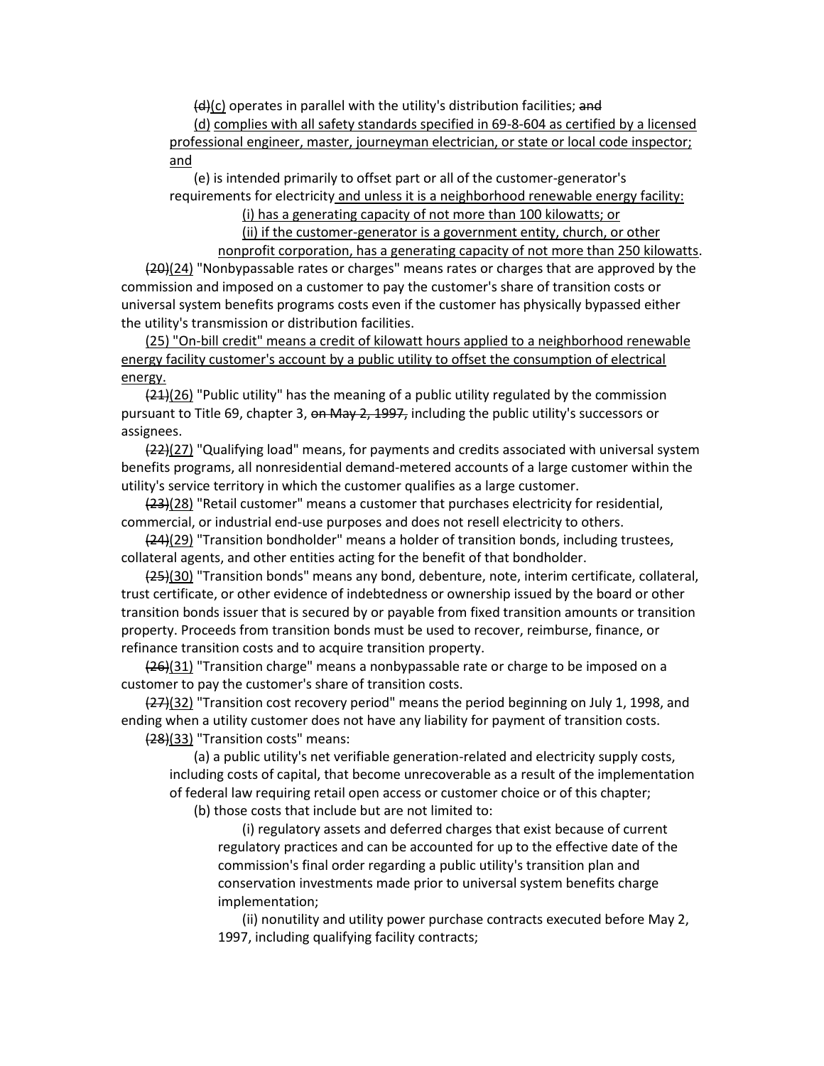~~(d)~~<u>(c)</u> operates in parallel with the utility's distribution facilities; ~~and~~

<u>(d) complies with all safety standards specified in 69-8-604 as certified by a licensed professional engineer, master, journeyman electrician, or state or local code inspector; and</u>

(e) is intended primarily to offset part or all of the customer-generator's requirements for electricity<u> and unless it is a neighborhood renewable energy facility:</u>

<u>(i) has a generating capacity of not more than 100 kilowatts; or</u>

<u>(ii) if the customer-generator is a government entity, church, or other nonprofit corporation, has a generating capacity of not more than 250 kilowatts</u>.

~~(20)~~<u>(24)</u> "Nonbypassable rates or charges" means rates or charges that are approved by the commission and imposed on a customer to pay the customer's share of transition costs or universal system benefits programs costs even if the customer has physically bypassed either the utility's transmission or distribution facilities.

<u>(25) "On-bill credit" means a credit of kilowatt hours applied to a neighborhood renewable energy facility customer's account by a public utility to offset the consumption of electrical energy.</u>

~~(21)~~<u>(26)</u> "Public utility" has the meaning of a public utility regulated by the commission pursuant to Title 69, chapter 3, ~~on May 2, 1997,~~ including the public utility's successors or assignees.

~~(22)~~<u>(27)</u> "Qualifying load" means, for payments and credits associated with universal system benefits programs, all nonresidential demand-metered accounts of a large customer within the utility's service territory in which the customer qualifies as a large customer.

~~(23)~~<u>(28)</u> "Retail customer" means a customer that purchases electricity for residential, commercial, or industrial end-use purposes and does not resell electricity to others.

~~(24)~~<u>(29)</u> "Transition bondholder" means a holder of transition bonds, including trustees, collateral agents, and other entities acting for the benefit of that bondholder.

~~(25)~~<u>(30)</u> "Transition bonds" means any bond, debenture, note, interim certificate, collateral, trust certificate, or other evidence of indebtedness or ownership issued by the board or other transition bonds issuer that is secured by or payable from fixed transition amounts or transition property. Proceeds from transition bonds must be used to recover, reimburse, finance, or refinance transition costs and to acquire transition property.

~~(26)~~<u>(31)</u> "Transition charge" means a nonbypassable rate or charge to be imposed on a customer to pay the customer's share of transition costs.

~~(27)~~<u>(32)</u> "Transition cost recovery period" means the period beginning on July 1, 1998, and ending when a utility customer does not have any liability for payment of transition costs.

~~(28)~~<u>(33)</u> "Transition costs" means:

(a) a public utility's net verifiable generation-related and electricity supply costs, including costs of capital, that become unrecoverable as a result of the implementation of federal law requiring retail open access or customer choice or of this chapter;

(b) those costs that include but are not limited to:

(i) regulatory assets and deferred charges that exist because of current regulatory practices and can be accounted for up to the effective date of the commission's final order regarding a public utility's transition plan and conservation investments made prior to universal system benefits charge implementation;

(ii) nonutility and utility power purchase contracts executed before May 2, 1997, including qualifying facility contracts;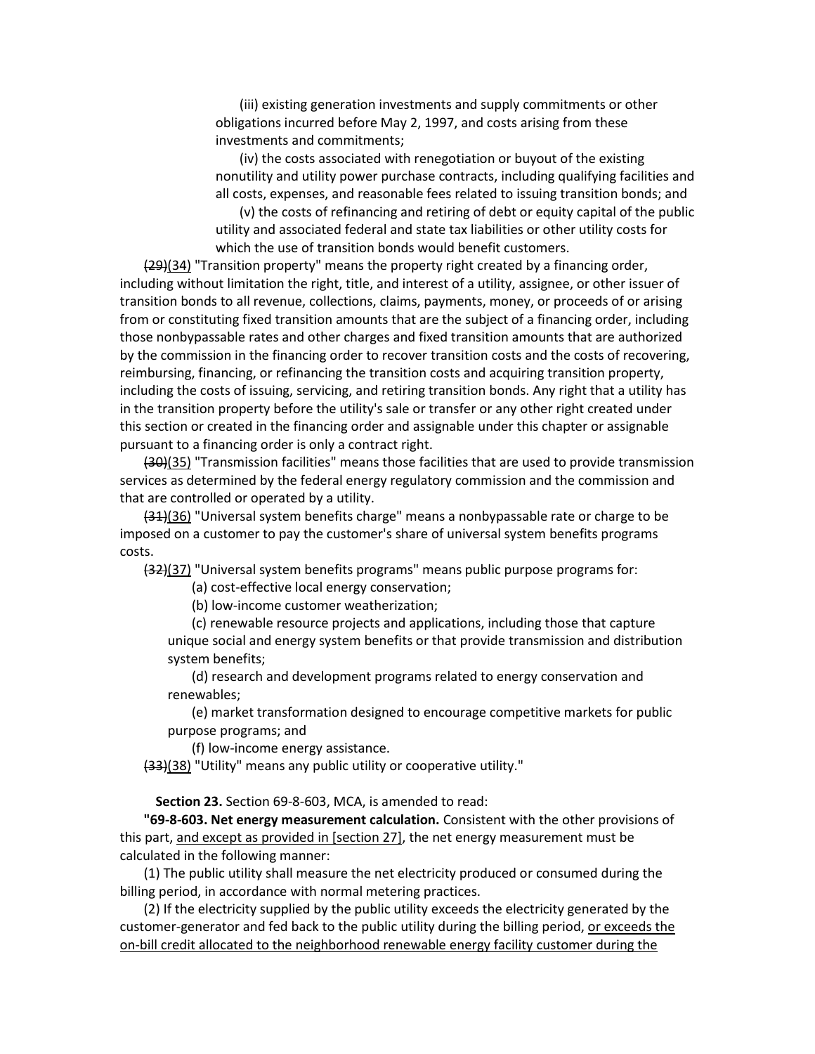(iii) existing generation investments and supply commitments or other obligations incurred before May 2, 1997, and costs arising from these investments and commitments;

(iv) the costs associated with renegotiation or buyout of the existing nonutility and utility power purchase contracts, including qualifying facilities and all costs, expenses, and reasonable fees related to issuing transition bonds; and

(v) the costs of refinancing and retiring of debt or equity capital of the public utility and associated federal and state tax liabilities or other utility costs for which the use of transition bonds would benefit customers.

~~(29)~~(34) "Transition property" means the property right created by a financing order, including without limitation the right, title, and interest of a utility, assignee, or other issuer of transition bonds to all revenue, collections, claims, payments, money, or proceeds of or arising from or constituting fixed transition amounts that are the subject of a financing order, including those nonbypassable rates and other charges and fixed transition amounts that are authorized by the commission in the financing order to recover transition costs and the costs of recovering, reimbursing, financing, or refinancing the transition costs and acquiring transition property, including the costs of issuing, servicing, and retiring transition bonds. Any right that a utility has in the transition property before the utility's sale or transfer or any other right created under this section or created in the financing order and assignable under this chapter or assignable pursuant to a financing order is only a contract right.

~~(30)~~(35) "Transmission facilities" means those facilities that are used to provide transmission services as determined by the federal energy regulatory commission and the commission and that are controlled or operated by a utility.

~~(31)~~(36) "Universal system benefits charge" means a nonbypassable rate or charge to be imposed on a customer to pay the customer's share of universal system benefits programs costs.

~~(32)~~(37) "Universal system benefits programs" means public purpose programs for:

(a) cost-effective local energy conservation;

(b) low-income customer weatherization;

(c) renewable resource projects and applications, including those that capture unique social and energy system benefits or that provide transmission and distribution system benefits;

(d) research and development programs related to energy conservation and renewables;

(e) market transformation designed to encourage competitive markets for public purpose programs; and

(f) low-income energy assistance.

~~(33)~~(38) "Utility" means any public utility or cooperative utility."

**Section 23.** Section 69-8-603, MCA, is amended to read:

**"69-8-603. Net energy measurement calculation.** Consistent with the other provisions of this part, <u>and except as provided in [section 27]</u>, the net energy measurement must be calculated in the following manner:

(1) The public utility shall measure the net electricity produced or consumed during the billing period, in accordance with normal metering practices.

(2) If the electricity supplied by the public utility exceeds the electricity generated by the customer-generator and fed back to the public utility during the billing period, <u>or exceeds the on-bill credit allocated to the neighborhood renewable energy facility customer during the</u>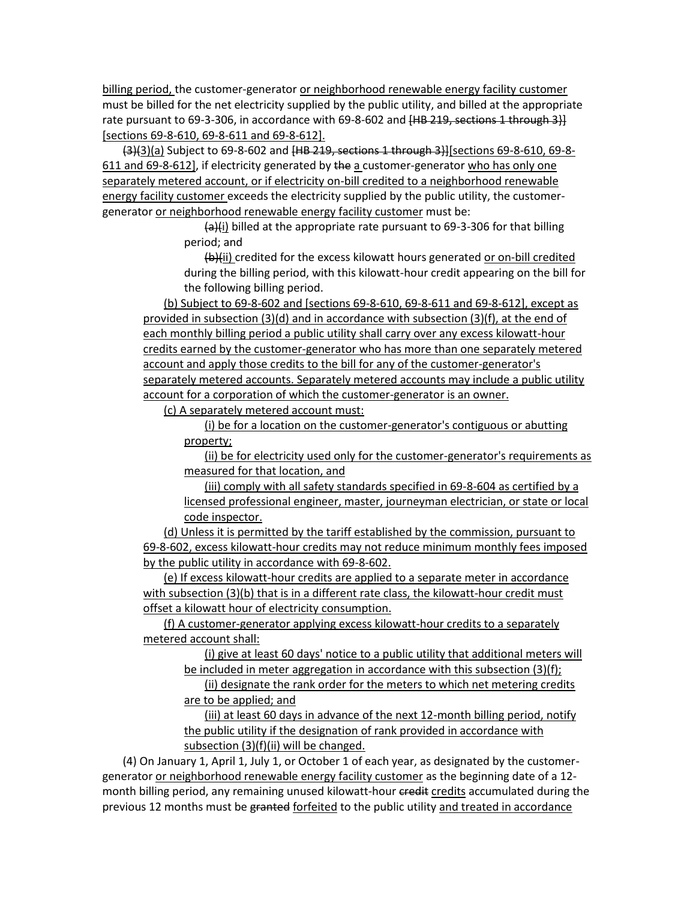billing period, the customer-generator or neighborhood renewable energy facility customer must be billed for the net electricity supplied by the public utility, and billed at the appropriate rate pursuant to 69-3-306, in accordance with 69-8-602 and ~~[HB 219, sections 1 through 3}]~~ [sections 69-8-610, 69-8-611 and 69-8-612].

~~(3)~~(3)(a) Subject to 69-8-602 and ~~[HB 219, sections 1 through 3}]~~[sections 69-8-610, 69-8-611 and 69-8-612], if electricity generated by ~~the~~ a customer-generator who has only one separately metered account, or if electricity on-bill credited to a neighborhood renewable energy facility customer exceeds the electricity supplied by the public utility, the customer-generator or neighborhood renewable energy facility customer must be:

~~(a)~~(i) billed at the appropriate rate pursuant to 69-3-306 for that billing period; and

~~(b)~~(ii) credited for the excess kilowatt hours generated or on-bill credited during the billing period, with this kilowatt-hour credit appearing on the bill for the following billing period.

(b) Subject to 69-8-602 and [sections 69-8-610, 69-8-611 and 69-8-612], except as provided in subsection (3)(d) and in accordance with subsection (3)(f), at the end of each monthly billing period a public utility shall carry over any excess kilowatt-hour credits earned by the customer-generator who has more than one separately metered account and apply those credits to the bill for any of the customer-generator's separately metered accounts. Separately metered accounts may include a public utility account for a corporation of which the customer-generator is an owner.

(c) A separately metered account must:

(i) be for a location on the customer-generator's contiguous or abutting property;

(ii) be for electricity used only for the customer-generator's requirements as measured for that location, and

(iii) comply with all safety standards specified in 69-8-604 as certified by a licensed professional engineer, master, journeyman electrician, or state or local code inspector.

(d) Unless it is permitted by the tariff established by the commission, pursuant to 69-8-602, excess kilowatt-hour credits may not reduce minimum monthly fees imposed by the public utility in accordance with 69-8-602.

(e) If excess kilowatt-hour credits are applied to a separate meter in accordance with subsection (3)(b) that is in a different rate class, the kilowatt-hour credit must offset a kilowatt hour of electricity consumption.

(f) A customer-generator applying excess kilowatt-hour credits to a separately metered account shall:

(i) give at least 60 days' notice to a public utility that additional meters will be included in meter aggregation in accordance with this subsection (3)(f);

(ii) designate the rank order for the meters to which net metering credits are to be applied; and

(iii) at least 60 days in advance of the next 12-month billing period, notify the public utility if the designation of rank provided in accordance with subsection (3)(f)(ii) will be changed.

(4) On January 1, April 1, July 1, or October 1 of each year, as designated by the customer-generator or neighborhood renewable energy facility customer as the beginning date of a 12-month billing period, any remaining unused kilowatt-hour ~~credit~~ credits accumulated during the previous 12 months must be ~~granted~~ forfeited to the public utility and treated in accordance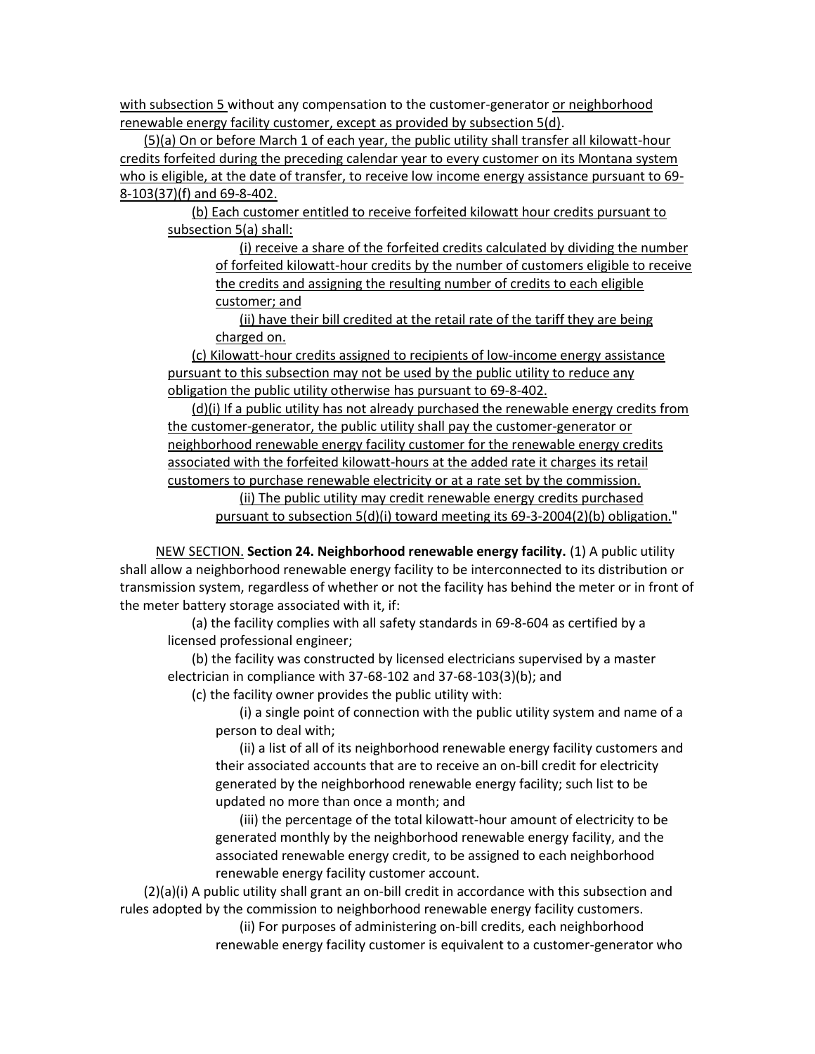with subsection 5 without any compensation to the customer-generator or neighborhood renewable energy facility customer, except as provided by subsection 5(d).

(5)(a) On or before March 1 of each year, the public utility shall transfer all kilowatt-hour credits forfeited during the preceding calendar year to every customer on its Montana system who is eligible, at the date of transfer, to receive low income energy assistance pursuant to 69-8-103(37)(f) and 69-8-402.

(b) Each customer entitled to receive forfeited kilowatt hour credits pursuant to subsection 5(a) shall:

(i) receive a share of the forfeited credits calculated by dividing the number of forfeited kilowatt-hour credits by the number of customers eligible to receive the credits and assigning the resulting number of credits to each eligible customer; and

(ii) have their bill credited at the retail rate of the tariff they are being charged on.

(c) Kilowatt-hour credits assigned to recipients of low-income energy assistance pursuant to this subsection may not be used by the public utility to reduce any obligation the public utility otherwise has pursuant to 69-8-402.

(d)(i) If a public utility has not already purchased the renewable energy credits from the customer-generator, the public utility shall pay the customer-generator or neighborhood renewable energy facility customer for the renewable energy credits associated with the forfeited kilowatt-hours at the added rate it charges its retail customers to purchase renewable electricity or at a rate set by the commission.

(ii) The public utility may credit renewable energy credits purchased pursuant to subsection 5(d)(i) toward meeting its 69-3-2004(2)(b) obligation."

NEW SECTION. **Section 24. Neighborhood renewable energy facility.** (1) A public utility shall allow a neighborhood renewable energy facility to be interconnected to its distribution or transmission system, regardless of whether or not the facility has behind the meter or in front of the meter battery storage associated with it, if:

(a) the facility complies with all safety standards in 69-8-604 as certified by a licensed professional engineer;

(b) the facility was constructed by licensed electricians supervised by a master electrician in compliance with 37-68-102 and 37-68-103(3)(b); and

(c) the facility owner provides the public utility with:

(i) a single point of connection with the public utility system and name of a person to deal with;

(ii) a list of all of its neighborhood renewable energy facility customers and their associated accounts that are to receive an on-bill credit for electricity generated by the neighborhood renewable energy facility; such list to be updated no more than once a month; and

(iii) the percentage of the total kilowatt-hour amount of electricity to be generated monthly by the neighborhood renewable energy facility, and the associated renewable energy credit, to be assigned to each neighborhood renewable energy facility customer account.

(2)(a)(i) A public utility shall grant an on-bill credit in accordance with this subsection and rules adopted by the commission to neighborhood renewable energy facility customers.

(ii) For purposes of administering on-bill credits, each neighborhood renewable energy facility customer is equivalent to a customer-generator who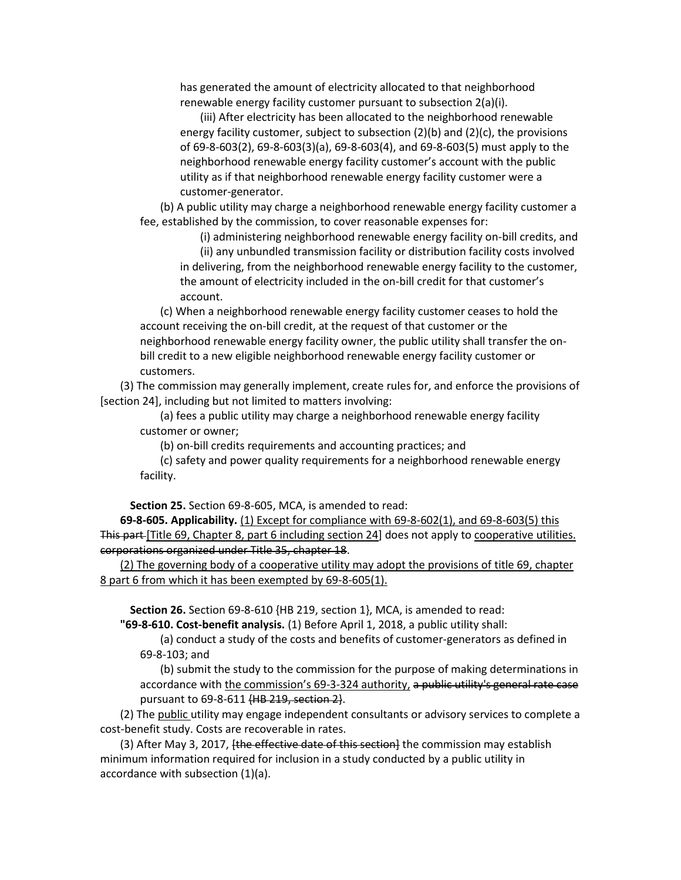has generated the amount of electricity allocated to that neighborhood renewable energy facility customer pursuant to subsection 2(a)(i).

(iii) After electricity has been allocated to the neighborhood renewable energy facility customer, subject to subsection (2)(b) and (2)(c), the provisions of 69-8-603(2), 69-8-603(3)(a), 69-8-603(4), and 69-8-603(5) must apply to the neighborhood renewable energy facility customer's account with the public utility as if that neighborhood renewable energy facility customer were a customer-generator.

(b) A public utility may charge a neighborhood renewable energy facility customer a fee, established by the commission, to cover reasonable expenses for:

(i) administering neighborhood renewable energy facility on-bill credits, and

(ii) any unbundled transmission facility or distribution facility costs involved in delivering, from the neighborhood renewable energy facility to the customer, the amount of electricity included in the on-bill credit for that customer's account.

(c) When a neighborhood renewable energy facility customer ceases to hold the account receiving the on-bill credit, at the request of that customer or the neighborhood renewable energy facility owner, the public utility shall transfer the on-bill credit to a new eligible neighborhood renewable energy facility customer or customers.

(3) The commission may generally implement, create rules for, and enforce the provisions of [section 24], including but not limited to matters involving:

(a) fees a public utility may charge a neighborhood renewable energy facility customer or owner;

(b) on-bill credits requirements and accounting practices; and

(c) safety and power quality requirements for a neighborhood renewable energy facility.

**Section 25.** Section 69-8-605, MCA, is amended to read:

**69-8-605. Applicability.** <u>(1) Except for compliance with 69-8-602(1), and 69-8-603(5) this</u> ~~This part~~ <u>[Title 69, Chapter 8, part 6 including section 24</u>] does not apply to <u>cooperative utilities.</u> ~~corporations organized under Title 35, chapter 18~~.

<u>(2) The governing body of a cooperative utility may adopt the provisions of title 69, chapter 8 part 6 from which it has been exempted by 69-8-605(1).</u>

**Section 26.** Section 69-8-610 {HB 219, section 1}, MCA, is amended to read:

**"69-8-610. Cost-benefit analysis.** (1) Before April 1, 2018, a public utility shall:

(a) conduct a study of the costs and benefits of customer-generators as defined in 69-8-103; and

(b) submit the study to the commission for the purpose of making determinations in accordance with <u>the commission's 69-3-324 authority,</u> ~~a public utility's general rate case~~ pursuant to 69-8-611 ~~{HB 219, section 2}~~.

(2) The <u>public</u> utility may engage independent consultants or advisory services to complete a cost-benefit study. Costs are recoverable in rates.

(3) After May 3, 2017, ~~[the effective date of this section]~~ the commission may establish minimum information required for inclusion in a study conducted by a public utility in accordance with subsection (1)(a).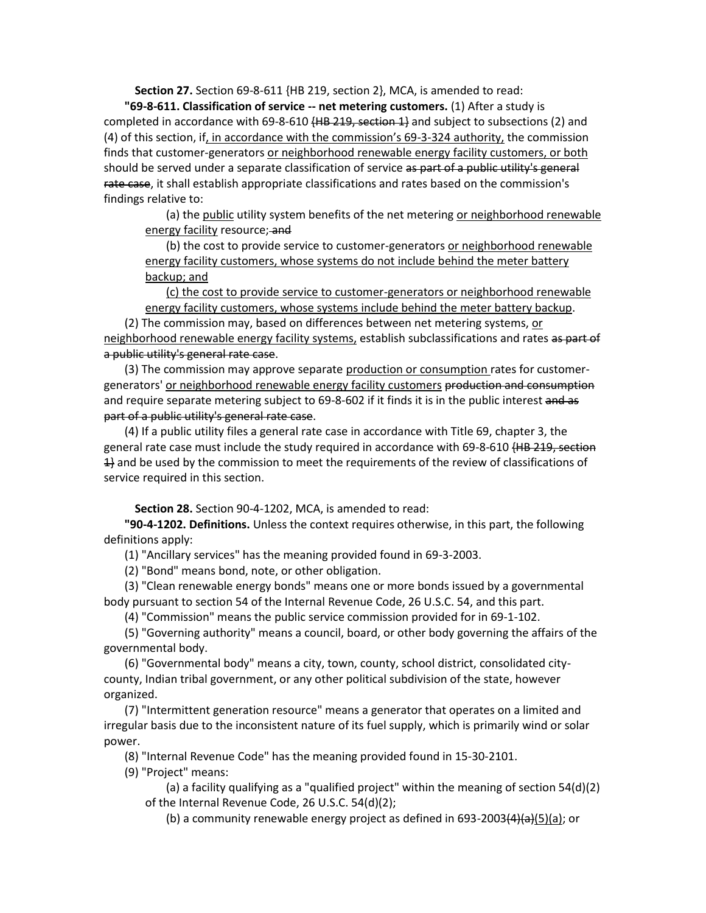**Section 27.** Section 69-8-611 {HB 219, section 2}, MCA, is amended to read:

**"69-8-611. Classification of service -- net metering customers.** (1) After a study is completed in accordance with 69-8-610 ~~{HB 219, section 1}~~ and subject to subsections (2) and (4) of this section, if<u>, in accordance with the commission's 69-3-324 authority,</u> the commission finds that customer-generators <u>or neighborhood renewable energy facility customers, or both</u> should be served under a separate classification of service ~~as part of a public utility's general rate case~~, it shall establish appropriate classifications and rates based on the commission's findings relative to:

(a) the <u>public</u> utility system benefits of the net metering <u>or neighborhood renewable energy facility</u> resource;~~ and~~

(b) the cost to provide service to customer-generators <u>or neighborhood renewable energy facility customers, whose systems do not include behind the meter battery backup; and</u>

<u>(c) the cost to provide service to customer-generators or neighborhood renewable energy facility customers, whose systems include behind the meter battery backup</u>.

(2) The commission may, based on differences between net metering systems, <u>or neighborhood renewable energy facility systems,</u> establish subclassifications and rates ~~as part of a public utility's general rate case~~.

(3) The commission may approve separate <u>production or consumption</u> rates for customer-generators' <u>or neighborhood renewable energy facility customers</u> ~~production and consumption~~ and require separate metering subject to 69-8-602 if it finds it is in the public interest ~~and as part of a public utility's general rate case~~.

(4) If a public utility files a general rate case in accordance with Title 69, chapter 3, the general rate case must include the study required in accordance with 69-8-610 ~~{HB 219, section 1}~~ and be used by the commission to meet the requirements of the review of classifications of service required in this section.

**Section 28.** Section 90-4-1202, MCA, is amended to read:

**"90-4-1202. Definitions.** Unless the context requires otherwise, in this part, the following definitions apply:

(1) "Ancillary services" has the meaning provided found in 69-3-2003.

(2) "Bond" means bond, note, or other obligation.

(3) "Clean renewable energy bonds" means one or more bonds issued by a governmental body pursuant to section 54 of the Internal Revenue Code, 26 U.S.C. 54, and this part.

(4) "Commission" means the public service commission provided for in 69-1-102.

(5) "Governing authority" means a council, board, or other body governing the affairs of the governmental body.

(6) "Governmental body" means a city, town, county, school district, consolidated city-county, Indian tribal government, or any other political subdivision of the state, however organized.

(7) "Intermittent generation resource" means a generator that operates on a limited and irregular basis due to the inconsistent nature of its fuel supply, which is primarily wind or solar power.

(8) "Internal Revenue Code" has the meaning provided found in 15-30-2101.

(9) "Project" means:

(a) a facility qualifying as a "qualified project" within the meaning of section 54(d)(2) of the Internal Revenue Code, 26 U.S.C. 54(d)(2);

(b) a community renewable energy project as defined in 693-2003~~(4)(a)~~<u>(5)(a)</u>; or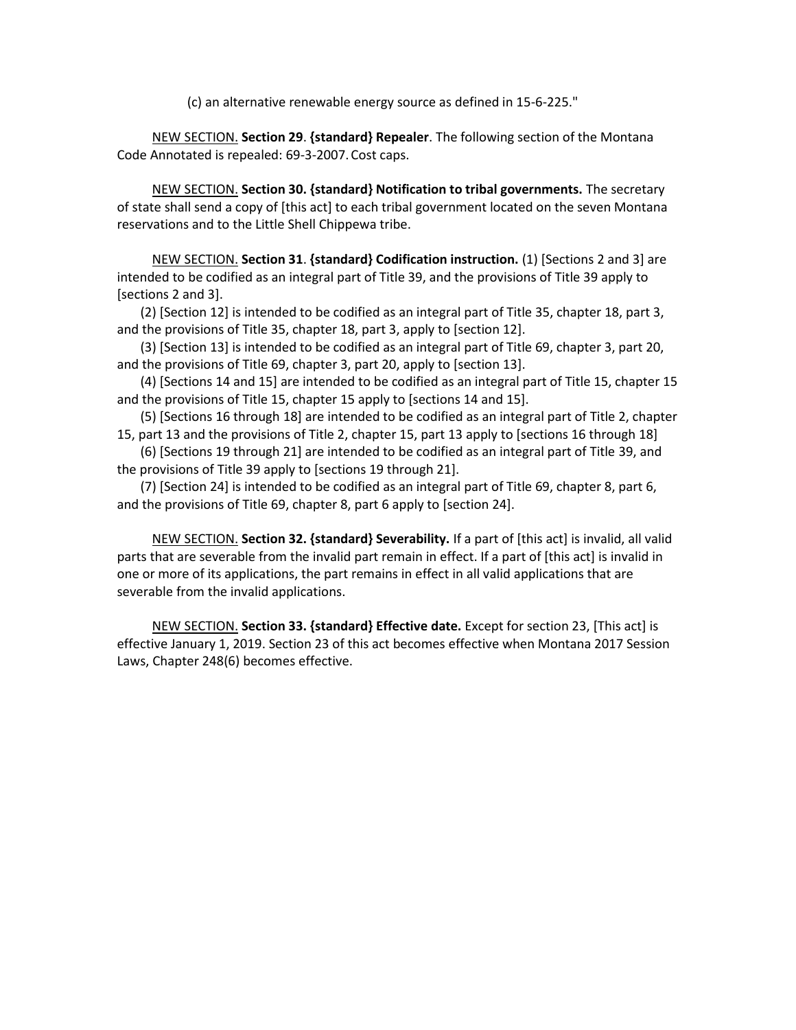(c) an alternative renewable energy source as defined in 15-6-225."

NEW SECTION. **Section 29**. **{standard} Repealer**. The following section of the Montana Code Annotated is repealed: 69-3-2007. Cost caps.

NEW SECTION. **Section 30. {standard} Notification to tribal governments.** The secretary of state shall send a copy of [this act] to each tribal government located on the seven Montana reservations and to the Little Shell Chippewa tribe.

NEW SECTION. **Section 31**. **{standard} Codification instruction.** (1) [Sections 2 and 3] are intended to be codified as an integral part of Title 39, and the provisions of Title 39 apply to [sections 2 and 3].

(2) [Section 12] is intended to be codified as an integral part of Title 35, chapter 18, part 3, and the provisions of Title 35, chapter 18, part 3, apply to [section 12].

(3) [Section 13] is intended to be codified as an integral part of Title 69, chapter 3, part 20, and the provisions of Title 69, chapter 3, part 20, apply to [section 13].

(4) [Sections 14 and 15] are intended to be codified as an integral part of Title 15, chapter 15 and the provisions of Title 15, chapter 15 apply to [sections 14 and 15].

(5) [Sections 16 through 18] are intended to be codified as an integral part of Title 2, chapter 15, part 13 and the provisions of Title 2, chapter 15, part 13 apply to [sections 16 through 18]

(6) [Sections 19 through 21] are intended to be codified as an integral part of Title 39, and the provisions of Title 39 apply to [sections 19 through 21].

(7) [Section 24] is intended to be codified as an integral part of Title 69, chapter 8, part 6, and the provisions of Title 69, chapter 8, part 6 apply to [section 24].

NEW SECTION. **Section 32. {standard} Severability.** If a part of [this act] is invalid, all valid parts that are severable from the invalid part remain in effect. If a part of [this act] is invalid in one or more of its applications, the part remains in effect in all valid applications that are severable from the invalid applications.

NEW SECTION. **Section 33. {standard} Effective date.** Except for section 23, [This act] is effective January 1, 2019. Section 23 of this act becomes effective when Montana 2017 Session Laws, Chapter 248(6) becomes effective.